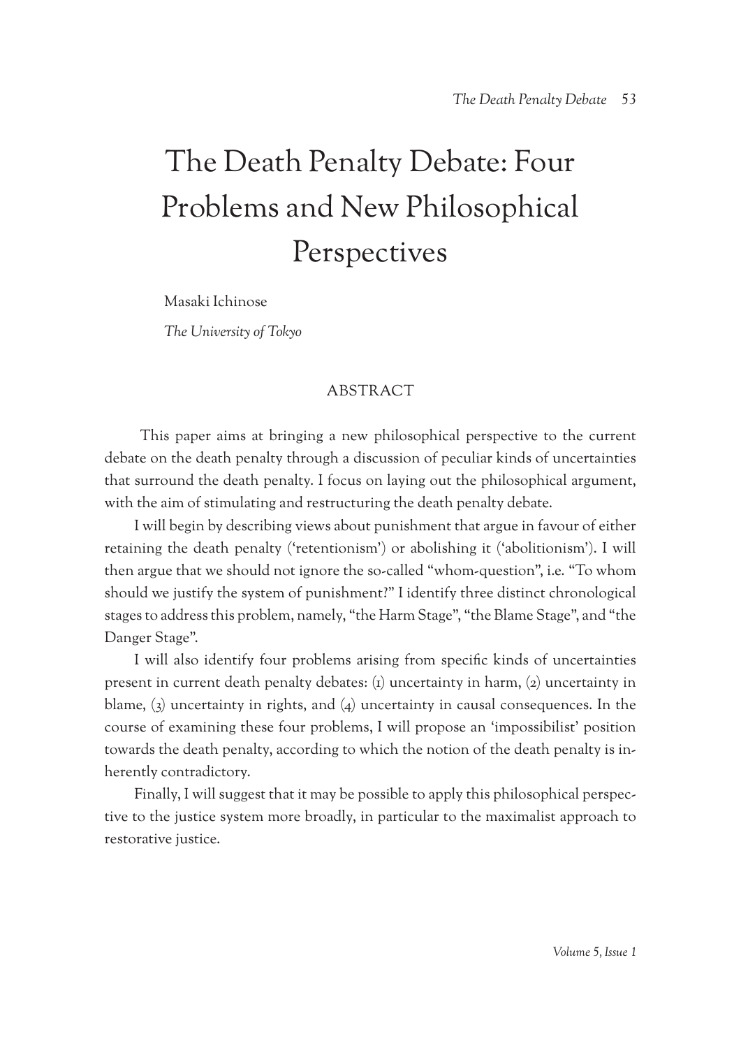# The Death Penalty Debate: Four Problems and New Philosophical Perspectives

Masaki Ichinose

*The University of Tokyo*

## ABSTRACT

This paper aims at bringing a new philosophical perspective to the current debate on the death penalty through a discussion of peculiar kinds of uncertainties that surround the death penalty. I focus on laying out the philosophical argument, with the aim of stimulating and restructuring the death penalty debate.

I will begin by describing views about punishment that argue in favour of either retaining the death penalty ('retentionism') or abolishing it ('abolitionism'). I will then argue that we should not ignore the so-called "whom-question", i.e. "To whom should we justify the system of punishment?" I identify three distinct chronological stages to address this problem, namely, "the Harm Stage", "the Blame Stage", and "the Danger Stage".

I will also identify four problems arising from specific kinds of uncertainties present in current death penalty debates: (1) uncertainty in harm, (2) uncertainty in blame, (3) uncertainty in rights, and (4) uncertainty in causal consequences. In the course of examining these four problems, I will propose an 'impossibilist' position towards the death penalty, according to which the notion of the death penalty is inherently contradictory.

Finally, I will suggest that it may be possible to apply this philosophical perspective to the justice system more broadly, in particular to the maximalist approach to restorative justice.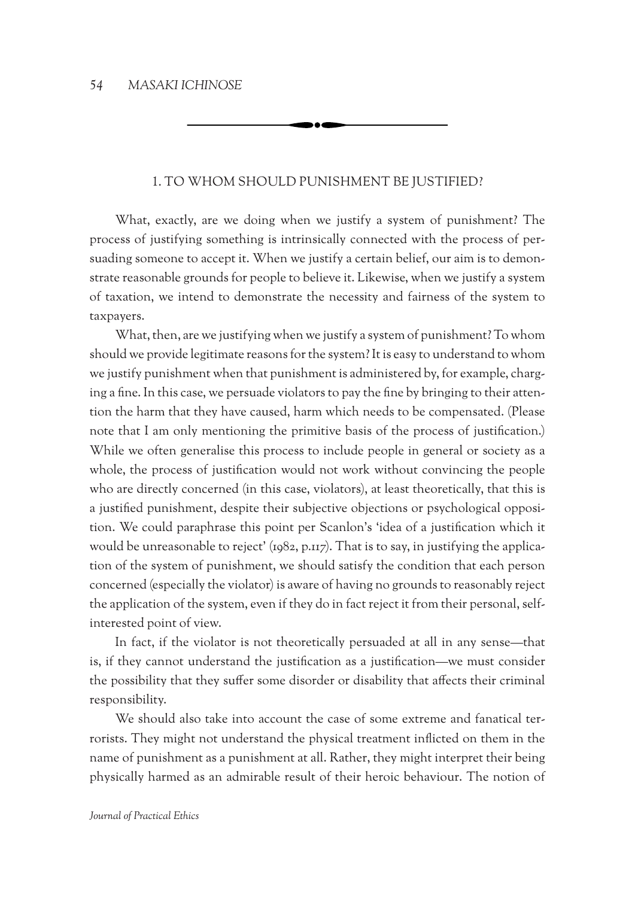## 1. TO WHOM SHOULD PUNISHMENT BE JUSTIFIED?

What, exactly, are we doing when we justify a system of punishment? The process of justifying something is intrinsically connected with the process of persuading someone to accept it. When we justify a certain belief, our aim is to demonstrate reasonable grounds for people to believe it. Likewise, when we justify a system of taxation, we intend to demonstrate the necessity and fairness of the system to taxpayers.

What, then, are we justifying when we justify a system of punishment? To whom should we provide legitimate reasons for the system? It is easy to understand to whom we justify punishment when that punishment is administered by, for example, charging a fine. In this case, we persuade violators to pay the fine by bringing to their attention the harm that they have caused, harm which needs to be compensated. (Please note that I am only mentioning the primitive basis of the process of justification.) While we often generalise this process to include people in general or society as a whole, the process of justification would not work without convincing the people who are directly concerned (in this case, violators), at least theoretically, that this is a justified punishment, despite their subjective objections or psychological opposition. We could paraphrase this point per Scanlon's 'idea of a justification which it would be unreasonable to reject' (1982, p.117). That is to say, in justifying the application of the system of punishment, we should satisfy the condition that each person concerned (especially the violator) is aware of having no grounds to reasonably reject the application of the system, even if they do in fact reject it from their personal, self-interested point of view.

In fact, if the violator is not theoretically persuaded at all in any sense—that is, if they cannot understand the justification as a justification—we must consider the possibility that they suffer some disorder or disability that affects their criminal responsibility.

We should also take into account the case of some extreme and fanatical terrorists. They might not understand the physical treatment inflicted on them in the name of punishment as a punishment at all. Rather, they might interpret their being physically harmed as an admirable result of their heroic behaviour. The notion of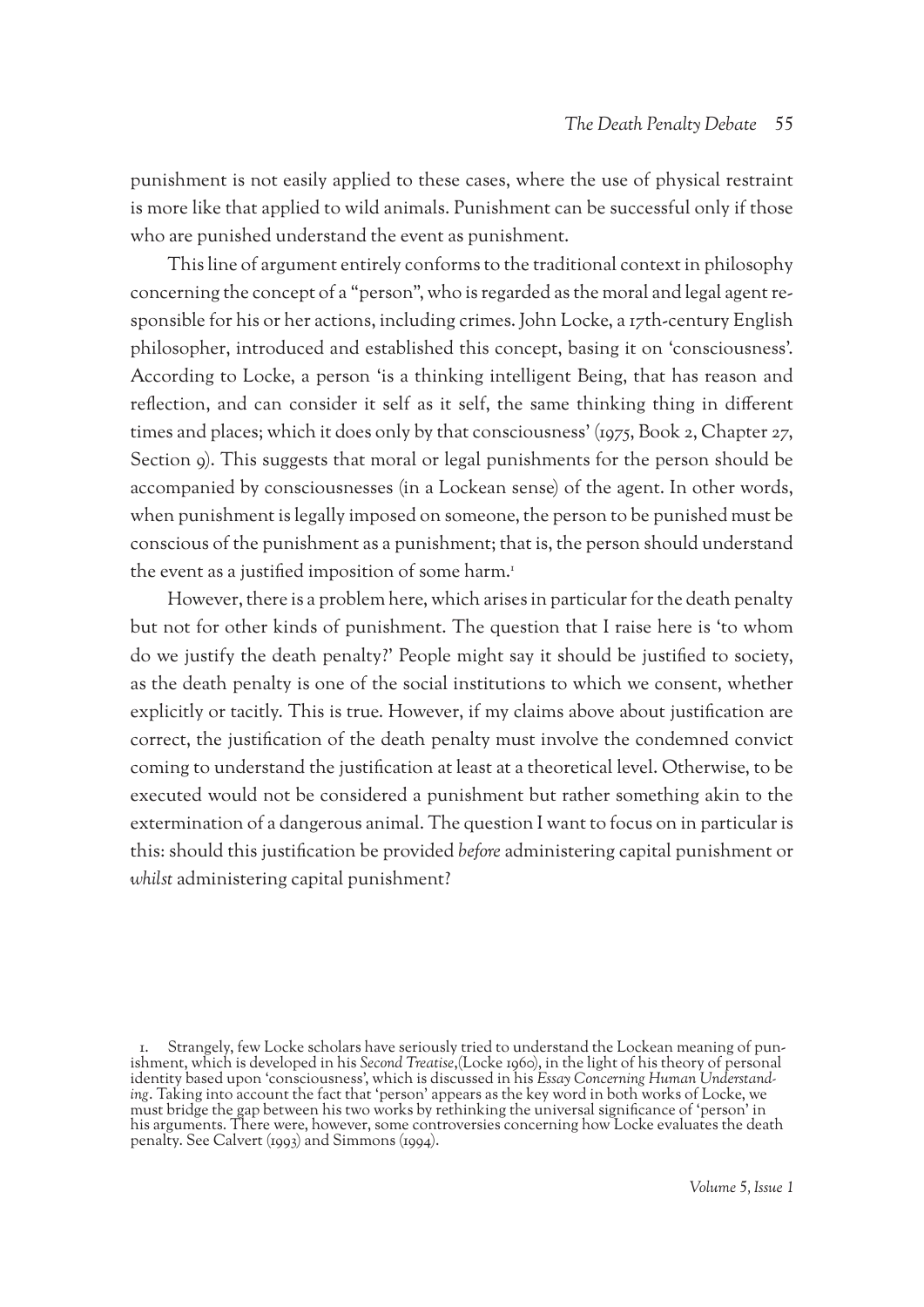punishment is not easily applied to these cases, where the use of physical restraint is more like that applied to wild animals. Punishment can be successful only if those who are punished understand the event as punishment.

This line of argument entirely conforms to the traditional context in philosophy concerning the concept of a "person", who is regarded as the moral and legal agent responsible for his or her actions, including crimes. John Locke, a 17th-century English philosopher, introduced and established this concept, basing it on 'consciousness'. According to Locke, a person 'is a thinking intelligent Being, that has reason and reflection, and can consider it self as it self, the same thinking thing in different times and places; which it does only by that consciousness' (1975, Book 2, Chapter 27, Section 9). This suggests that moral or legal punishments for the person should be accompanied by consciousnesses (in a Lockean sense) of the agent. In other words, when punishment is legally imposed on someone, the person to be punished must be conscious of the punishment as a punishment; that is, the person should understand the event as a justified imposition of some harm.[1]

However, there is a problem here, which arises in particular for the death penalty but not for other kinds of punishment. The question that I raise here is 'to whom do we justify the death penalty?' People might say it should be justified to society, as the death penalty is one of the social institutions to which we consent, whether explicitly or tacitly. This is true. However, if my claims above about justification are correct, the justification of the death penalty must involve the condemned convict coming to understand the justification at least at a theoretical level. Otherwise, to be executed would not be considered a punishment but rather something akin to the extermination of a dangerous animal. The question I want to focus on in particular is this: should this justification be provided *before* administering capital punishment or *whilst* administering capital punishment?

---

1. Strangely, few Locke scholars have seriously tried to understand the Lockean meaning of punishment, which is developed in his *Second Treatise*,(Locke 1960), in the light of his theory of personal identity based upon 'consciousness', which is discussed in his *Essay Concerning Human Understanding*. Taking into account the fact that 'person' appears as the key word in both works of Locke, we must bridge the gap between his two works by rethinking the universal significance of 'person' in his arguments. There were, however, some controversies concerning how Locke evaluates the death penalty. See Calvert (1993) and Simmons (1994).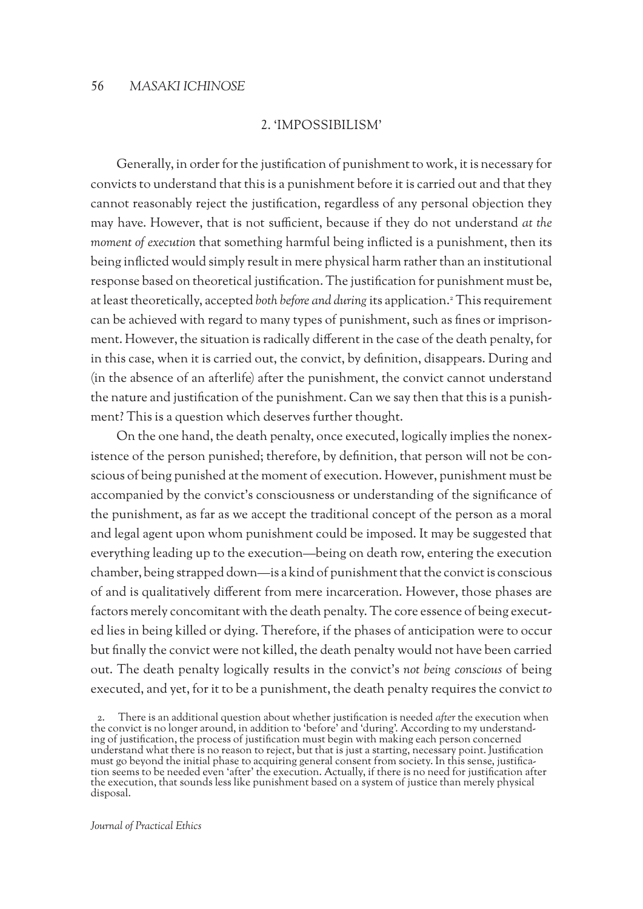## 2. 'IMPOSSIBILISM'

Generally, in order for the justification of punishment to work, it is necessary for convicts to understand that this is a punishment before it is carried out and that they cannot reasonably reject the justification, regardless of any personal objection they may have. However, that is not sufficient, because if they do not understand *at the moment of execution* that something harmful being inflicted is a punishment, then its being inflicted would simply result in mere physical harm rather than an institutional response based on theoretical justification. The justification for punishment must be, at least theoretically, accepted *both before and during* its application.[2] This requirement can be achieved with regard to many types of punishment, such as fines or imprisonment. However, the situation is radically different in the case of the death penalty, for in this case, when it is carried out, the convict, by definition, disappears. During and (in the absence of an afterlife) after the punishment, the convict cannot understand the nature and justification of the punishment. Can we say then that this is a punishment? This is a question which deserves further thought.

On the one hand, the death penalty, once executed, logically implies the nonexistence of the person punished; therefore, by definition, that person will not be conscious of being punished at the moment of execution. However, punishment must be accompanied by the convict's consciousness or understanding of the significance of the punishment, as far as we accept the traditional concept of the person as a moral and legal agent upon whom punishment could be imposed. It may be suggested that everything leading up to the execution—being on death row, entering the execution chamber, being strapped down—is a kind of punishment that the convict is conscious of and is qualitatively different from mere incarceration. However, those phases are factors merely concomitant with the death penalty. The core essence of being executed lies in being killed or dying. Therefore, if the phases of anticipation were to occur but finally the convict were not killed, the death penalty would not have been carried out. The death penalty logically results in the convict's *not being conscious* of being executed, and yet, for it to be a punishment, the death penalty requires the convict *to*

2. There is an additional question about whether justification is needed *after* the execution when the convict is no longer around, in addition to 'before' and 'during'. According to my understanding of justification, the process of justification must begin with making each person concerned understand what there is no reason to reject, but that is just a starting, necessary point. Justification must go beyond the initial phase to acquiring general consent from society. In this sense, justification seems to be needed even 'after' the execution. Actually, if there is no need for justification after the execution, that sounds less like punishment based on a system of justice than merely physical disposal.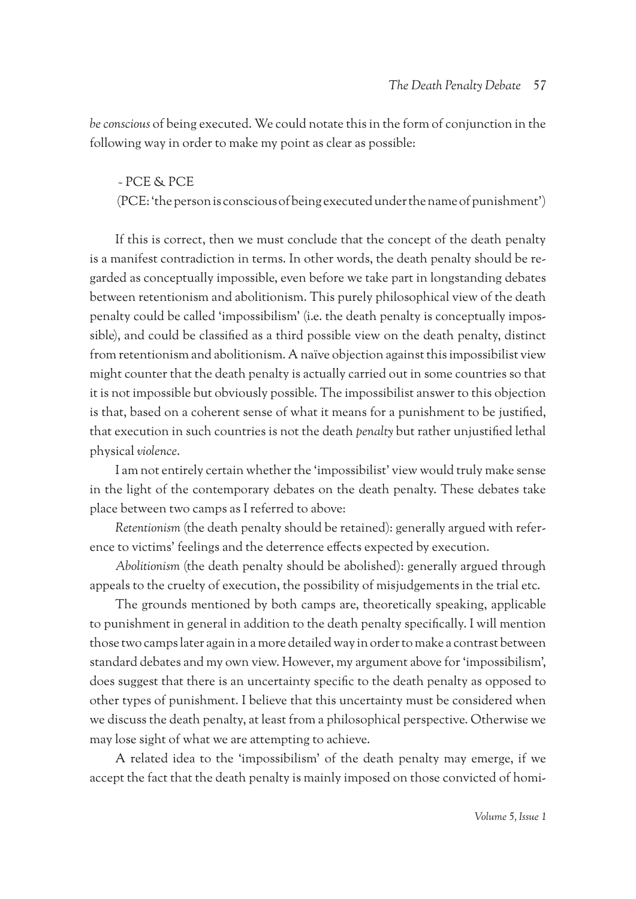*be conscious* of being executed. We could notate this in the form of conjunction in the following way in order to make my point as clear as possible:

~ PCE & PCE

(PCE: 'the person is conscious of being executed under the name of punishment')

If this is correct, then we must conclude that the concept of the death penalty is a manifest contradiction in terms. In other words, the death penalty should be regarded as conceptually impossible, even before we take part in longstanding debates between retentionism and abolitionism. This purely philosophical view of the death penalty could be called 'impossibilism' (i.e. the death penalty is conceptually impossible), and could be classified as a third possible view on the death penalty, distinct from retentionism and abolitionism. A naïve objection against this impossibilist view might counter that the death penalty is actually carried out in some countries so that it is not impossible but obviously possible. The impossibilist answer to this objection is that, based on a coherent sense of what it means for a punishment to be justified, that execution in such countries is not the death *penalty* but rather unjustified lethal physical *violence*.

I am not entirely certain whether the 'impossibilist' view would truly make sense in the light of the contemporary debates on the death penalty. These debates take place between two camps as I referred to above:

*Retentionism* (the death penalty should be retained): generally argued with reference to victims' feelings and the deterrence effects expected by execution.

*Abolitionism* (the death penalty should be abolished): generally argued through appeals to the cruelty of execution, the possibility of misjudgements in the trial etc.

The grounds mentioned by both camps are, theoretically speaking, applicable to punishment in general in addition to the death penalty specifically. I will mention those two camps later again in a more detailed way in order to make a contrast between standard debates and my own view. However, my argument above for 'impossibilism', does suggest that there is an uncertainty specific to the death penalty as opposed to other types of punishment. I believe that this uncertainty must be considered when we discuss the death penalty, at least from a philosophical perspective. Otherwise we may lose sight of what we are attempting to achieve.

A related idea to the 'impossibilism' of the death penalty may emerge, if we accept the fact that the death penalty is mainly imposed on those convicted of homi-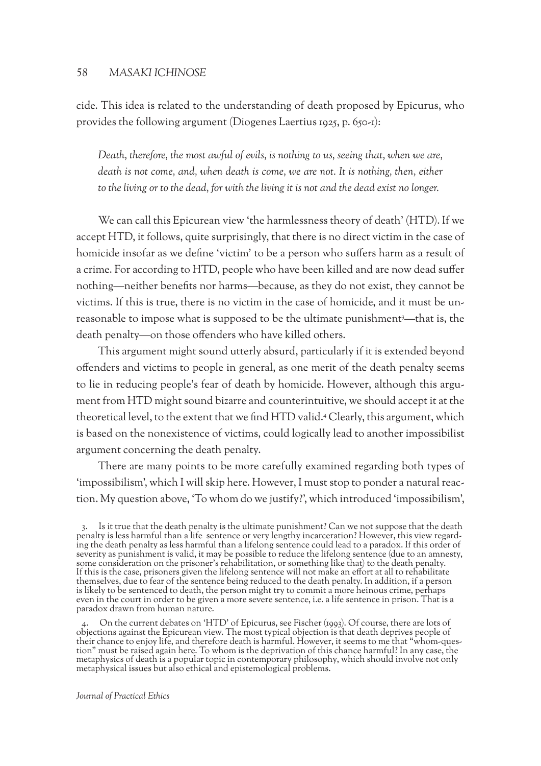cide. This idea is related to the understanding of death proposed by Epicurus, who provides the following argument (Diogenes Laertius 1925, p. 650-1):

> *Death, therefore, the most awful of evils, is nothing to us, seeing that, when we are, death is not come, and, when death is come, we are not. It is nothing, then, either to the living or to the dead, for with the living it is not and the dead exist no longer.*

We can call this Epicurean view 'the harmlessness theory of death' (HTD). If we accept HTD, it follows, quite surprisingly, that there is no direct victim in the case of homicide insofar as we define 'victim' to be a person who suffers harm as a result of a crime. For according to HTD, people who have been killed and are now dead suffer nothing—neither benefits nor harms—because, as they do not exist, they cannot be victims. If this is true, there is no victim in the case of homicide, and it must be unreasonable to impose what is supposed to be the ultimate punishment[3]—that is, the death penalty—on those offenders who have killed others.

This argument might sound utterly absurd, particularly if it is extended beyond offenders and victims to people in general, as one merit of the death penalty seems to lie in reducing people's fear of death by homicide. However, although this argument from HTD might sound bizarre and counterintuitive, we should accept it at the theoretical level, to the extent that we find HTD valid.[4] Clearly, this argument, which is based on the nonexistence of victims, could logically lead to another impossibilist argument concerning the death penalty.

There are many points to be more carefully examined regarding both types of 'impossibilism', which I will skip here. However, I must stop to ponder a natural reaction. My question above, 'To whom do we justify?', which introduced 'impossibilism',

3. Is it true that the death penalty is the ultimate punishment? Can we not suppose that the death penalty is less harmful than a life sentence or very lengthy incarceration? However, this view regarding the death penalty as less harmful than a lifelong sentence could lead to a paradox. If this order of severity as punishment is valid, it may be possible to reduce the lifelong sentence (due to an amnesty, some consideration on the prisoner's rehabilitation, or something like that) to the death penalty. If this is the case, prisoners given the lifelong sentence will not make an effort at all to rehabilitate themselves, due to fear of the sentence being reduced to the death penalty. In addition, if a person is likely to be sentenced to death, the person might try to commit a more heinous crime, perhaps even in the court in order to be given a more severe sentence, i.e. a life sentence in prison. That is a paradox drawn from human nature.

4. On the current debates on 'HTD' of Epicurus, see Fischer (1993). Of course, there are lots of objections against the Epicurean view. The most typical objection is that death deprives people of their chance to enjoy life, and therefore death is harmful. However, it seems to me that "whom-question" must be raised again here. To whom is the deprivation of this chance harmful? In any case, the metaphysics of death is a popular topic in contemporary philosophy, which should involve not only metaphysical issues but also ethical and epistemological problems.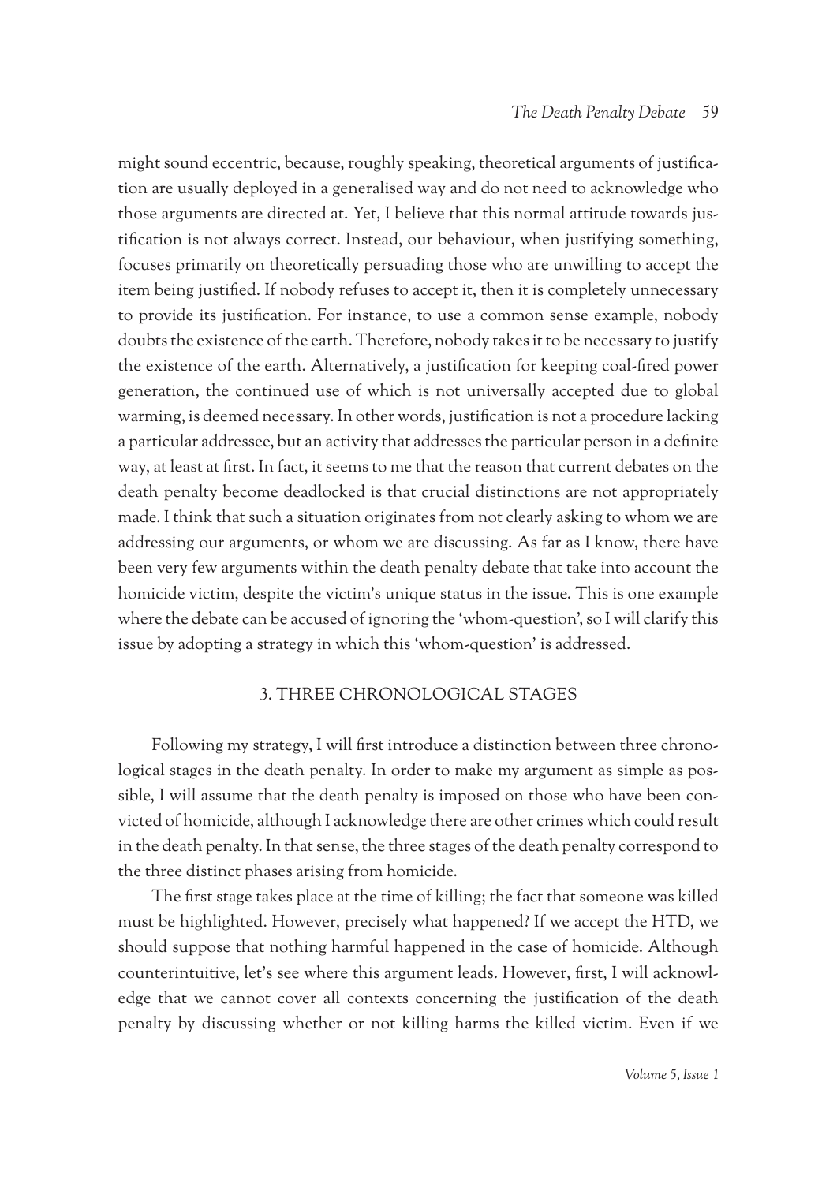might sound eccentric, because, roughly speaking, theoretical arguments of justification are usually deployed in a generalised way and do not need to acknowledge who those arguments are directed at. Yet, I believe that this normal attitude towards justification is not always correct. Instead, our behaviour, when justifying something, focuses primarily on theoretically persuading those who are unwilling to accept the item being justified. If nobody refuses to accept it, then it is completely unnecessary to provide its justification. For instance, to use a common sense example, nobody doubts the existence of the earth. Therefore, nobody takes it to be necessary to justify the existence of the earth. Alternatively, a justification for keeping coal-fired power generation, the continued use of which is not universally accepted due to global warming, is deemed necessary. In other words, justification is not a procedure lacking a particular addressee, but an activity that addresses the particular person in a definite way, at least at first. In fact, it seems to me that the reason that current debates on the death penalty become deadlocked is that crucial distinctions are not appropriately made. I think that such a situation originates from not clearly asking to whom we are addressing our arguments, or whom we are discussing. As far as I know, there have been very few arguments within the death penalty debate that take into account the homicide victim, despite the victim's unique status in the issue. This is one example where the debate can be accused of ignoring the 'whom-question', so I will clarify this issue by adopting a strategy in which this 'whom-question' is addressed.

## 3. THREE CHRONOLOGICAL STAGES

Following my strategy, I will first introduce a distinction between three chronological stages in the death penalty. In order to make my argument as simple as possible, I will assume that the death penalty is imposed on those who have been convicted of homicide, although I acknowledge there are other crimes which could result in the death penalty. In that sense, the three stages of the death penalty correspond to the three distinct phases arising from homicide.

The first stage takes place at the time of killing; the fact that someone was killed must be highlighted. However, precisely what happened? If we accept the HTD, we should suppose that nothing harmful happened in the case of homicide. Although counterintuitive, let's see where this argument leads. However, first, I will acknowledge that we cannot cover all contexts concerning the justification of the death penalty by discussing whether or not killing harms the killed victim. Even if we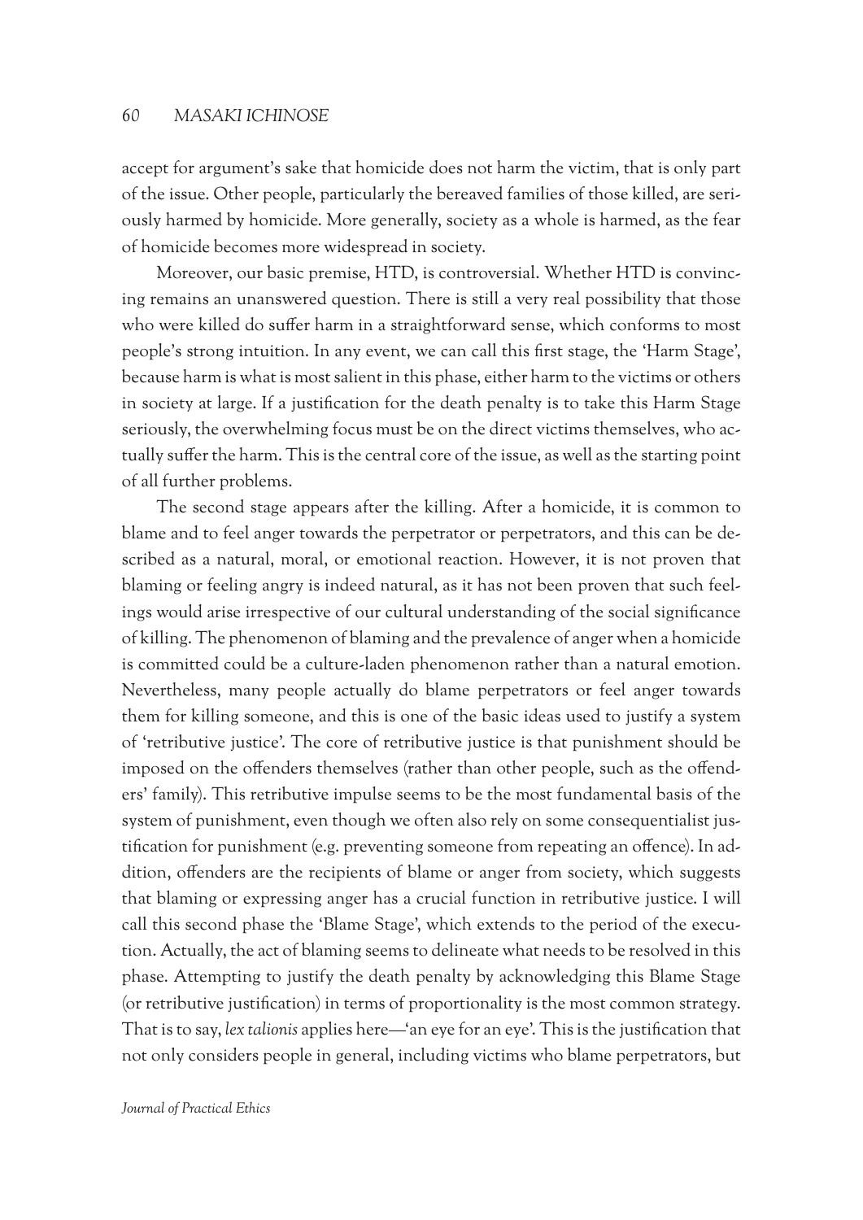accept for argument's sake that homicide does not harm the victim, that is only part of the issue. Other people, particularly the bereaved families of those killed, are seriously harmed by homicide. More generally, society as a whole is harmed, as the fear of homicide becomes more widespread in society.

Moreover, our basic premise, HTD, is controversial. Whether HTD is convincing remains an unanswered question. There is still a very real possibility that those who were killed do suffer harm in a straightforward sense, which conforms to most people's strong intuition. In any event, we can call this first stage, the 'Harm Stage', because harm is what is most salient in this phase, either harm to the victims or others in society at large. If a justification for the death penalty is to take this Harm Stage seriously, the overwhelming focus must be on the direct victims themselves, who actually suffer the harm. This is the central core of the issue, as well as the starting point of all further problems.

The second stage appears after the killing. After a homicide, it is common to blame and to feel anger towards the perpetrator or perpetrators, and this can be described as a natural, moral, or emotional reaction. However, it is not proven that blaming or feeling angry is indeed natural, as it has not been proven that such feelings would arise irrespective of our cultural understanding of the social significance of killing. The phenomenon of blaming and the prevalence of anger when a homicide is committed could be a culture-laden phenomenon rather than a natural emotion. Nevertheless, many people actually do blame perpetrators or feel anger towards them for killing someone, and this is one of the basic ideas used to justify a system of 'retributive justice'. The core of retributive justice is that punishment should be imposed on the offenders themselves (rather than other people, such as the offenders' family). This retributive impulse seems to be the most fundamental basis of the system of punishment, even though we often also rely on some consequentialist justification for punishment (e.g. preventing someone from repeating an offence). In addition, offenders are the recipients of blame or anger from society, which suggests that blaming or expressing anger has a crucial function in retributive justice. I will call this second phase the 'Blame Stage', which extends to the period of the execution. Actually, the act of blaming seems to delineate what needs to be resolved in this phase. Attempting to justify the death penalty by acknowledging this Blame Stage (or retributive justification) in terms of proportionality is the most common strategy. That is to say, *lex talionis* applies here—'an eye for an eye'. This is the justification that not only considers people in general, including victims who blame perpetrators, but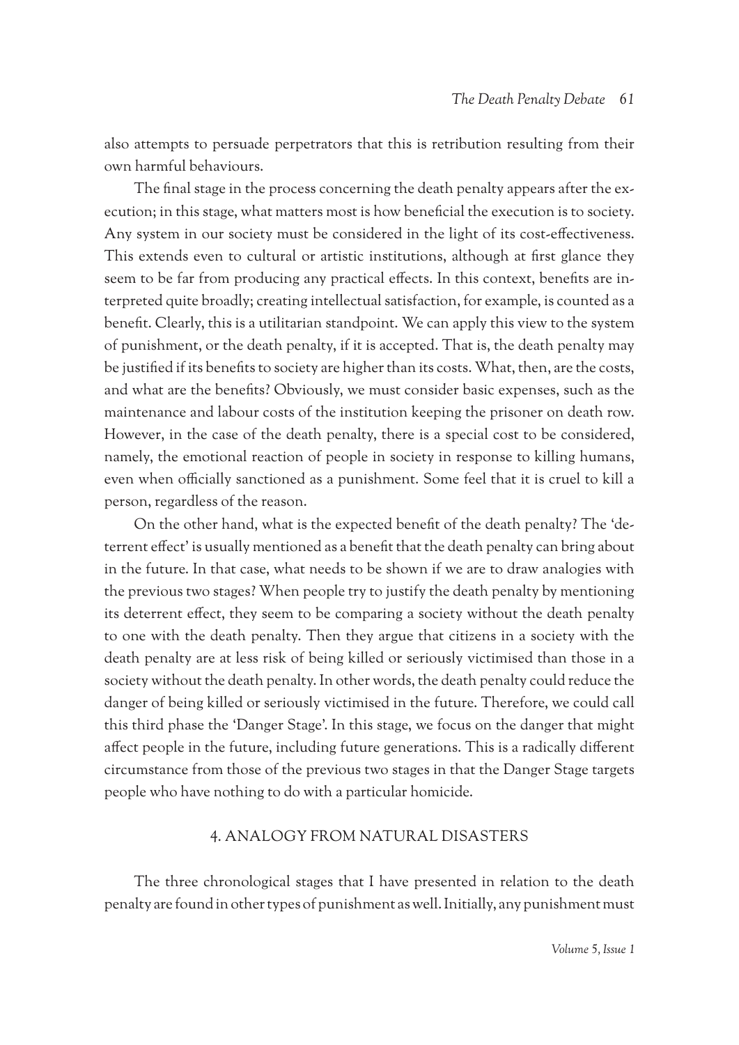also attempts to persuade perpetrators that this is retribution resulting from their own harmful behaviours.

The final stage in the process concerning the death penalty appears after the execution; in this stage, what matters most is how beneficial the execution is to society. Any system in our society must be considered in the light of its cost-effectiveness. This extends even to cultural or artistic institutions, although at first glance they seem to be far from producing any practical effects. In this context, benefits are interpreted quite broadly; creating intellectual satisfaction, for example, is counted as a benefit. Clearly, this is a utilitarian standpoint. We can apply this view to the system of punishment, or the death penalty, if it is accepted. That is, the death penalty may be justified if its benefits to society are higher than its costs. What, then, are the costs, and what are the benefits? Obviously, we must consider basic expenses, such as the maintenance and labour costs of the institution keeping the prisoner on death row. However, in the case of the death penalty, there is a special cost to be considered, namely, the emotional reaction of people in society in response to killing humans, even when officially sanctioned as a punishment. Some feel that it is cruel to kill a person, regardless of the reason.

On the other hand, what is the expected benefit of the death penalty? The 'deterrent effect' is usually mentioned as a benefit that the death penalty can bring about in the future. In that case, what needs to be shown if we are to draw analogies with the previous two stages? When people try to justify the death penalty by mentioning its deterrent effect, they seem to be comparing a society without the death penalty to one with the death penalty. Then they argue that citizens in a society with the death penalty are at less risk of being killed or seriously victimised than those in a society without the death penalty. In other words, the death penalty could reduce the danger of being killed or seriously victimised in the future. Therefore, we could call this third phase the 'Danger Stage'. In this stage, we focus on the danger that might affect people in the future, including future generations. This is a radically different circumstance from those of the previous two stages in that the Danger Stage targets people who have nothing to do with a particular homicide.

## 4. ANALOGY FROM NATURAL DISASTERS

The three chronological stages that I have presented in relation to the death penalty are found in other types of punishment as well. Initially, any punishment must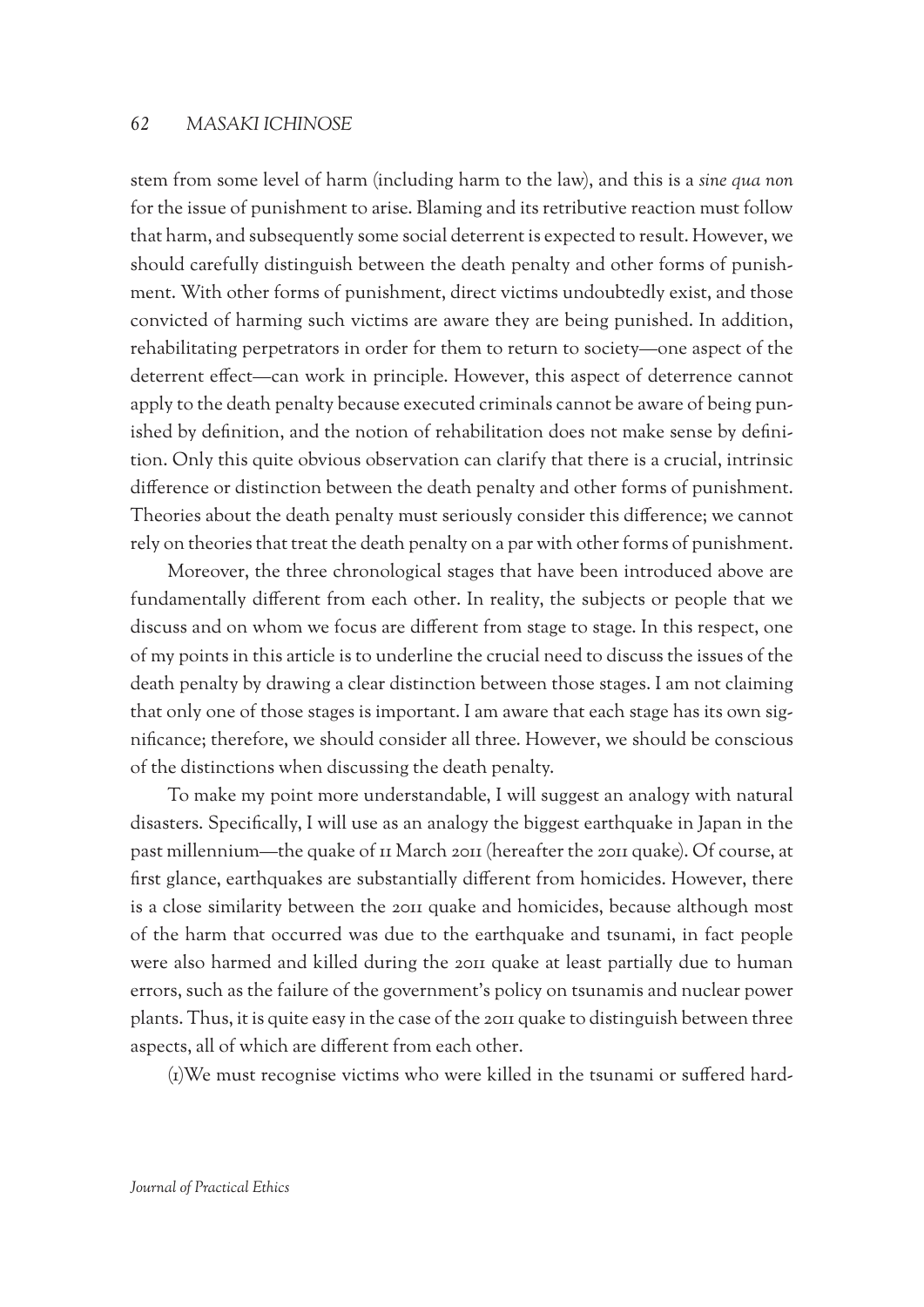stem from some level of harm (including harm to the law), and this is a *sine qua non* for the issue of punishment to arise. Blaming and its retributive reaction must follow that harm, and subsequently some social deterrent is expected to result. However, we should carefully distinguish between the death penalty and other forms of punishment. With other forms of punishment, direct victims undoubtedly exist, and those convicted of harming such victims are aware they are being punished. In addition, rehabilitating perpetrators in order for them to return to society—one aspect of the deterrent effect—can work in principle. However, this aspect of deterrence cannot apply to the death penalty because executed criminals cannot be aware of being punished by definition, and the notion of rehabilitation does not make sense by definition. Only this quite obvious observation can clarify that there is a crucial, intrinsic difference or distinction between the death penalty and other forms of punishment. Theories about the death penalty must seriously consider this difference; we cannot rely on theories that treat the death penalty on a par with other forms of punishment.

Moreover, the three chronological stages that have been introduced above are fundamentally different from each other. In reality, the subjects or people that we discuss and on whom we focus are different from stage to stage. In this respect, one of my points in this article is to underline the crucial need to discuss the issues of the death penalty by drawing a clear distinction between those stages. I am not claiming that only one of those stages is important. I am aware that each stage has its own significance; therefore, we should consider all three. However, we should be conscious of the distinctions when discussing the death penalty.

To make my point more understandable, I will suggest an analogy with natural disasters. Specifically, I will use as an analogy the biggest earthquake in Japan in the past millennium—the quake of 11 March 2011 (hereafter the 2011 quake). Of course, at first glance, earthquakes are substantially different from homicides. However, there is a close similarity between the 2011 quake and homicides, because although most of the harm that occurred was due to the earthquake and tsunami, in fact people were also harmed and killed during the 2011 quake at least partially due to human errors, such as the failure of the government's policy on tsunamis and nuclear power plants. Thus, it is quite easy in the case of the 2011 quake to distinguish between three aspects, all of which are different from each other.

(1)We must recognise victims who were killed in the tsunami or suffered hard-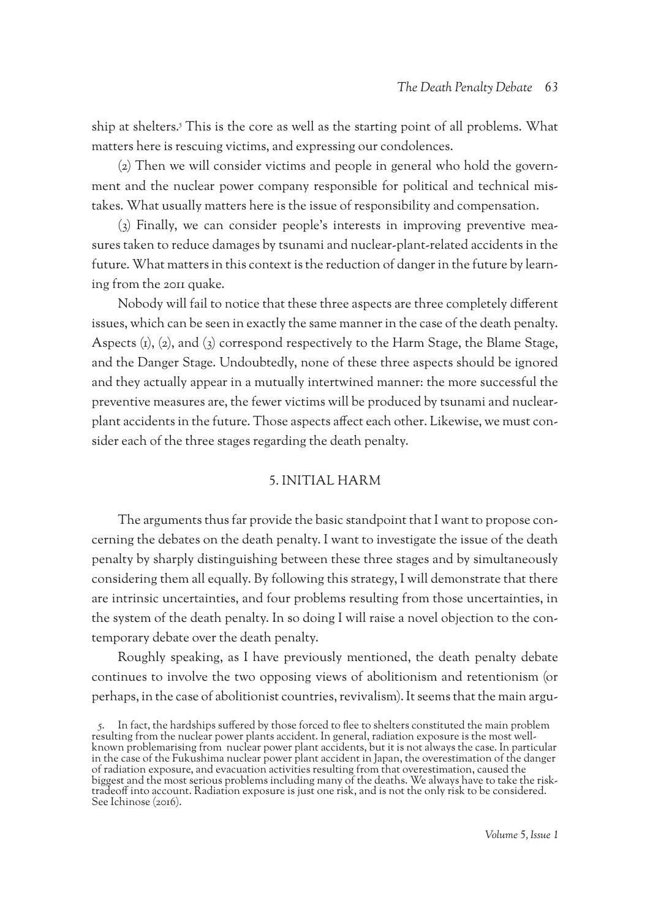ship at shelters.[5] This is the core as well as the starting point of all problems. What matters here is rescuing victims, and expressing our condolences.

(2) Then we will consider victims and people in general who hold the government and the nuclear power company responsible for political and technical mistakes. What usually matters here is the issue of responsibility and compensation.

(3) Finally, we can consider people's interests in improving preventive measures taken to reduce damages by tsunami and nuclear-plant-related accidents in the future. What matters in this context is the reduction of danger in the future by learning from the 2011 quake.

Nobody will fail to notice that these three aspects are three completely different issues, which can be seen in exactly the same manner in the case of the death penalty. Aspects (1), (2), and (3) correspond respectively to the Harm Stage, the Blame Stage, and the Danger Stage. Undoubtedly, none of these three aspects should be ignored and they actually appear in a mutually intertwined manner: the more successful the preventive measures are, the fewer victims will be produced by tsunami and nuclear-plant accidents in the future. Those aspects affect each other. Likewise, we must consider each of the three stages regarding the death penalty.

## 5. INITIAL HARM

The arguments thus far provide the basic standpoint that I want to propose concerning the debates on the death penalty. I want to investigate the issue of the death penalty by sharply distinguishing between these three stages and by simultaneously considering them all equally. By following this strategy, I will demonstrate that there are intrinsic uncertainties, and four problems resulting from those uncertainties, in the system of the death penalty. In so doing I will raise a novel objection to the contemporary debate over the death penalty.

Roughly speaking, as I have previously mentioned, the death penalty debate continues to involve the two opposing views of abolitionism and retentionism (or perhaps, in the case of abolitionist countries, revivalism). It seems that the main argu-

5. In fact, the hardships suffered by those forced to flee to shelters constituted the main problem resulting from the nuclear power plants accident. In general, radiation exposure is the most well-known problemarising from nuclear power plant accidents, but it is not always the case. In particular in the case of the Fukushima nuclear power plant accident in Japan, the overestimation of the danger of radiation exposure, and evacuation activities resulting from that overestimation, caused the biggest and the most serious problems including many of the deaths. We always have to take the risk-tradeoff into account. Radiation exposure is just one risk, and is not the only risk to be considered. See Ichinose (2016).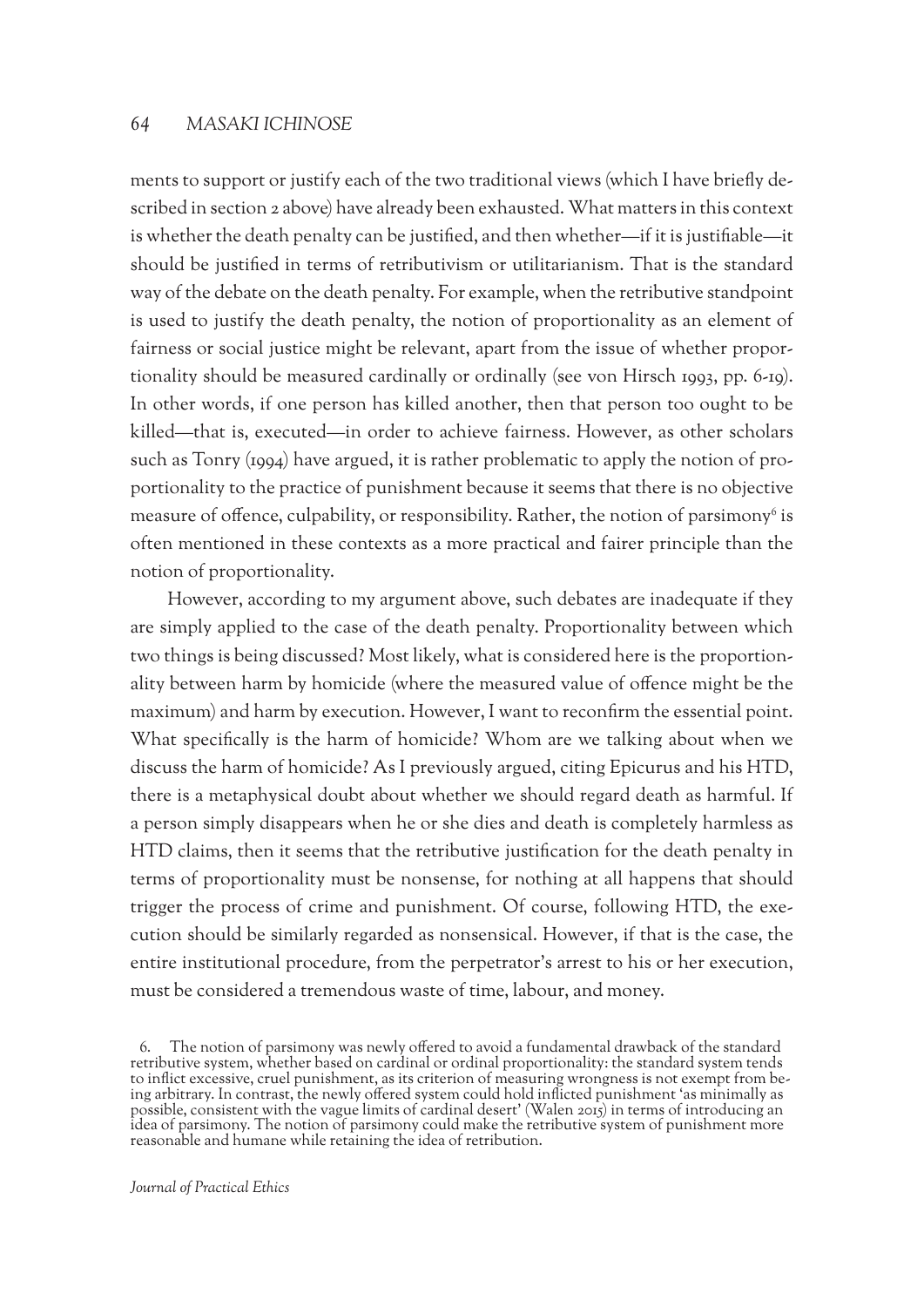ments to support or justify each of the two traditional views (which I have briefly described in section 2 above) have already been exhausted. What matters in this context is whether the death penalty can be justified, and then whether—if it is justifiable—it should be justified in terms of retributivism or utilitarianism. That is the standard way of the debate on the death penalty. For example, when the retributive standpoint is used to justify the death penalty, the notion of proportionality as an element of fairness or social justice might be relevant, apart from the issue of whether proportionality should be measured cardinally or ordinally (see von Hirsch 1993, pp. 6-19). In other words, if one person has killed another, then that person too ought to be killed—that is, executed—in order to achieve fairness. However, as other scholars such as Tonry (1994) have argued, it is rather problematic to apply the notion of proportionality to the practice of punishment because it seems that there is no objective measure of offence, culpability, or responsibility. Rather, the notion of parsimony[6] is often mentioned in these contexts as a more practical and fairer principle than the notion of proportionality.

However, according to my argument above, such debates are inadequate if they are simply applied to the case of the death penalty. Proportionality between which two things is being discussed? Most likely, what is considered here is the proportionality between harm by homicide (where the measured value of offence might be the maximum) and harm by execution. However, I want to reconfirm the essential point. What specifically is the harm of homicide? Whom are we talking about when we discuss the harm of homicide? As I previously argued, citing Epicurus and his HTD, there is a metaphysical doubt about whether we should regard death as harmful. If a person simply disappears when he or she dies and death is completely harmless as HTD claims, then it seems that the retributive justification for the death penalty in terms of proportionality must be nonsense, for nothing at all happens that should trigger the process of crime and punishment. Of course, following HTD, the execution should be similarly regarded as nonsensical. However, if that is the case, the entire institutional procedure, from the perpetrator's arrest to his or her execution, must be considered a tremendous waste of time, labour, and money.

6. The notion of parsimony was newly offered to avoid a fundamental drawback of the standard retributive system, whether based on cardinal or ordinal proportionality: the standard system tends to inflict excessive, cruel punishment, as its criterion of measuring wrongness is not exempt from being arbitrary. In contrast, the newly offered system could hold inflicted punishment 'as minimally as possible, consistent with the vague limits of cardinal desert' (Walen 2015) in terms of introducing an idea of parsimony. The notion of parsimony could make the retributive system of punishment more reasonable and humane while retaining the idea of retribution.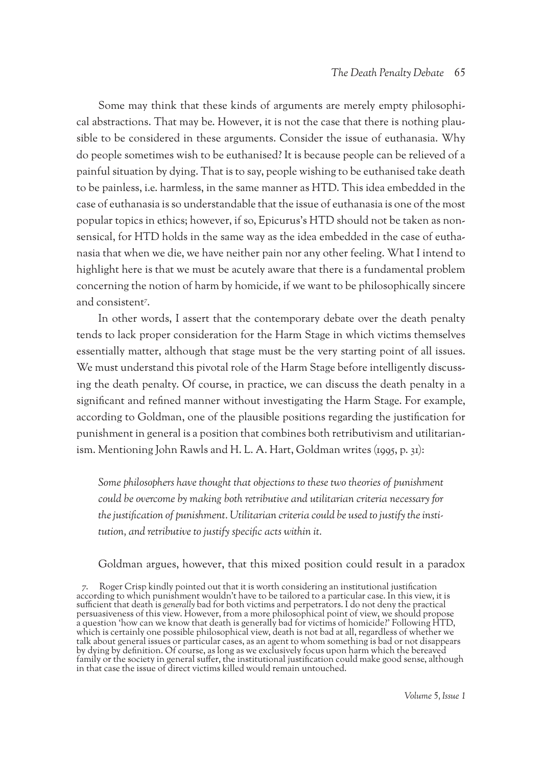Some may think that these kinds of arguments are merely empty philosophical abstractions. That may be. However, it is not the case that there is nothing plausible to be considered in these arguments. Consider the issue of euthanasia. Why do people sometimes wish to be euthanised? It is because people can be relieved of a painful situation by dying. That is to say, people wishing to be euthanised take death to be painless, i.e. harmless, in the same manner as HTD. This idea embedded in the case of euthanasia is so understandable that the issue of euthanasia is one of the most popular topics in ethics; however, if so, Epicurus's HTD should not be taken as nonsensical, for HTD holds in the same way as the idea embedded in the case of euthanasia that when we die, we have neither pain nor any other feeling. What I intend to highlight here is that we must be acutely aware that there is a fundamental problem concerning the notion of harm by homicide, if we want to be philosophically sincere and consistent[7].

In other words, I assert that the contemporary debate over the death penalty tends to lack proper consideration for the Harm Stage in which victims themselves essentially matter, although that stage must be the very starting point of all issues. We must understand this pivotal role of the Harm Stage before intelligently discussing the death penalty. Of course, in practice, we can discuss the death penalty in a significant and refined manner without investigating the Harm Stage. For example, according to Goldman, one of the plausible positions regarding the justification for punishment in general is a position that combines both retributivism and utilitarianism. Mentioning John Rawls and H. L. A. Hart, Goldman writes (1995, p. 31):

> *Some philosophers have thought that objections to these two theories of punishment could be overcome by making both retributive and utilitarian criteria necessary for the justification of punishment. Utilitarian criteria could be used to justify the institution, and retributive to justify specific acts within it.*

Goldman argues, however, that this mixed position could result in a paradox

7. Roger Crisp kindly pointed out that it is worth considering an institutional justification according to which punishment wouldn't have to be tailored to a particular case. In this view, it is sufficient that death is *generally* bad for both victims and perpetrators. I do not deny the practical persuasiveness of this view. However, from a more philosophical point of view, we should propose a question 'how can we know that death is generally bad for victims of homicide?' Following HTD, which is certainly one possible philosophical view, death is not bad at all, regardless of whether we talk about general issues or particular cases, as an agent to whom something is bad or not disappears by dying by definition. Of course, as long as we exclusively focus upon harm which the bereaved family or the society in general suffer, the institutional justification could make good sense, although in that case the issue of direct victims killed would remain untouched.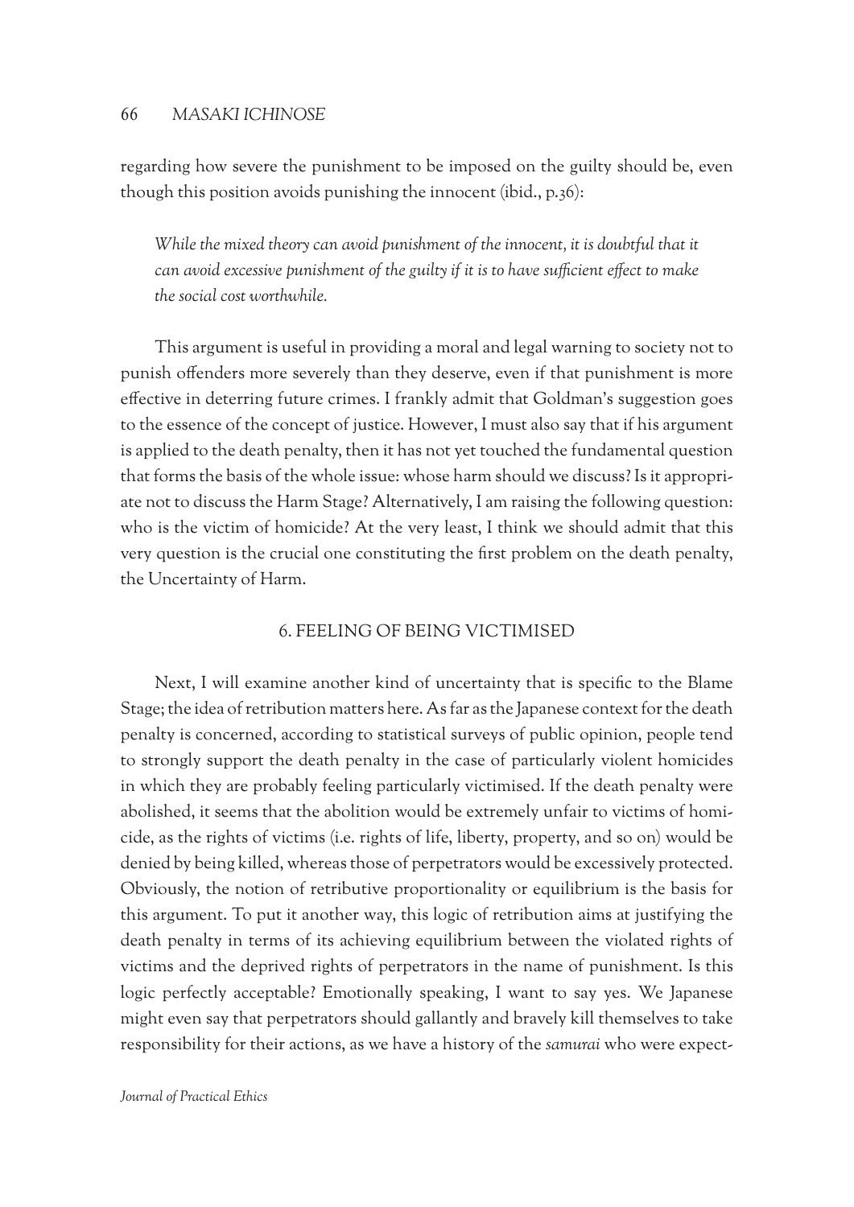regarding how severe the punishment to be imposed on the guilty should be, even though this position avoids punishing the innocent (ibid., p.36):

> *While the mixed theory can avoid punishment of the innocent, it is doubtful that it can avoid excessive punishment of the guilty if it is to have sufficient effect to make the social cost worthwhile.*

This argument is useful in providing a moral and legal warning to society not to punish offenders more severely than they deserve, even if that punishment is more effective in deterring future crimes. I frankly admit that Goldman's suggestion goes to the essence of the concept of justice. However, I must also say that if his argument is applied to the death penalty, then it has not yet touched the fundamental question that forms the basis of the whole issue: whose harm should we discuss? Is it appropriate not to discuss the Harm Stage? Alternatively, I am raising the following question: who is the victim of homicide? At the very least, I think we should admit that this very question is the crucial one constituting the first problem on the death penalty, the Uncertainty of Harm.

## 6. FEELING OF BEING VICTIMISED

Next, I will examine another kind of uncertainty that is specific to the Blame Stage; the idea of retribution matters here. As far as the Japanese context for the death penalty is concerned, according to statistical surveys of public opinion, people tend to strongly support the death penalty in the case of particularly violent homicides in which they are probably feeling particularly victimised. If the death penalty were abolished, it seems that the abolition would be extremely unfair to victims of homicide, as the rights of victims (i.e. rights of life, liberty, property, and so on) would be denied by being killed, whereas those of perpetrators would be excessively protected. Obviously, the notion of retributive proportionality or equilibrium is the basis for this argument. To put it another way, this logic of retribution aims at justifying the death penalty in terms of its achieving equilibrium between the violated rights of victims and the deprived rights of perpetrators in the name of punishment. Is this logic perfectly acceptable? Emotionally speaking, I want to say yes. We Japanese might even say that perpetrators should gallantly and bravely kill themselves to take responsibility for their actions, as we have a history of the *samurai* who were expect-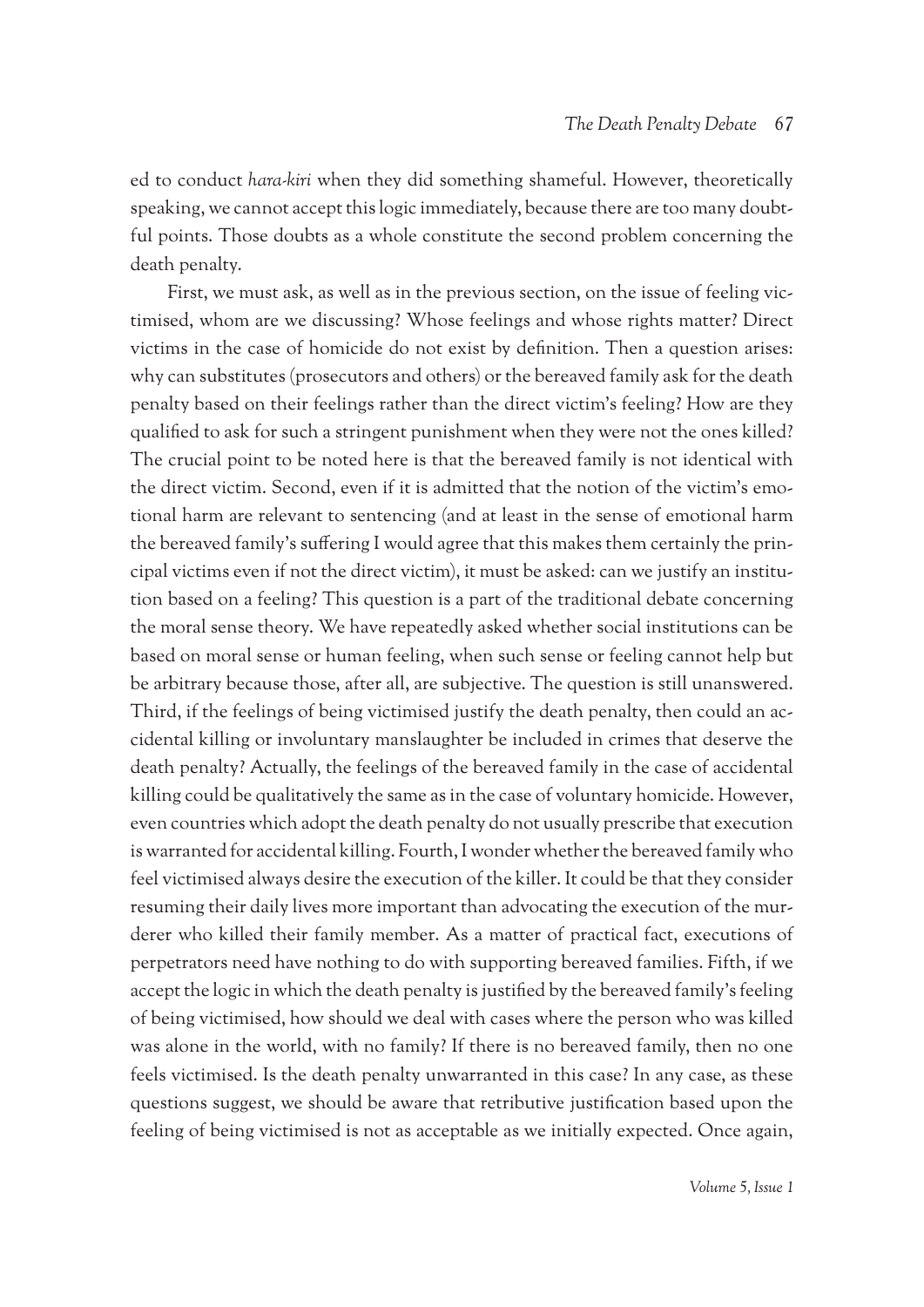ed to conduct *hara-kiri* when they did something shameful. However, theoretically speaking, we cannot accept this logic immediately, because there are too many doubtful points. Those doubts as a whole constitute the second problem concerning the death penalty.

First, we must ask, as well as in the previous section, on the issue of feeling victimised, whom are we discussing? Whose feelings and whose rights matter? Direct victims in the case of homicide do not exist by definition. Then a question arises: why can substitutes (prosecutors and others) or the bereaved family ask for the death penalty based on their feelings rather than the direct victim's feeling? How are they qualified to ask for such a stringent punishment when they were not the ones killed? The crucial point to be noted here is that the bereaved family is not identical with the direct victim. Second, even if it is admitted that the notion of the victim's emotional harm are relevant to sentencing (and at least in the sense of emotional harm the bereaved family's suffering I would agree that this makes them certainly the principal victims even if not the direct victim), it must be asked: can we justify an institution based on a feeling? This question is a part of the traditional debate concerning the moral sense theory. We have repeatedly asked whether social institutions can be based on moral sense or human feeling, when such sense or feeling cannot help but be arbitrary because those, after all, are subjective. The question is still unanswered. Third, if the feelings of being victimised justify the death penalty, then could an accidental killing or involuntary manslaughter be included in crimes that deserve the death penalty? Actually, the feelings of the bereaved family in the case of accidental killing could be qualitatively the same as in the case of voluntary homicide. However, even countries which adopt the death penalty do not usually prescribe that execution is warranted for accidental killing. Fourth, I wonder whether the bereaved family who feel victimised always desire the execution of the killer. It could be that they consider resuming their daily lives more important than advocating the execution of the murderer who killed their family member. As a matter of practical fact, executions of perpetrators need have nothing to do with supporting bereaved families. Fifth, if we accept the logic in which the death penalty is justified by the bereaved family's feeling of being victimised, how should we deal with cases where the person who was killed was alone in the world, with no family? If there is no bereaved family, then no one feels victimised. Is the death penalty unwarranted in this case? In any case, as these questions suggest, we should be aware that retributive justification based upon the feeling of being victimised is not as acceptable as we initially expected. Once again,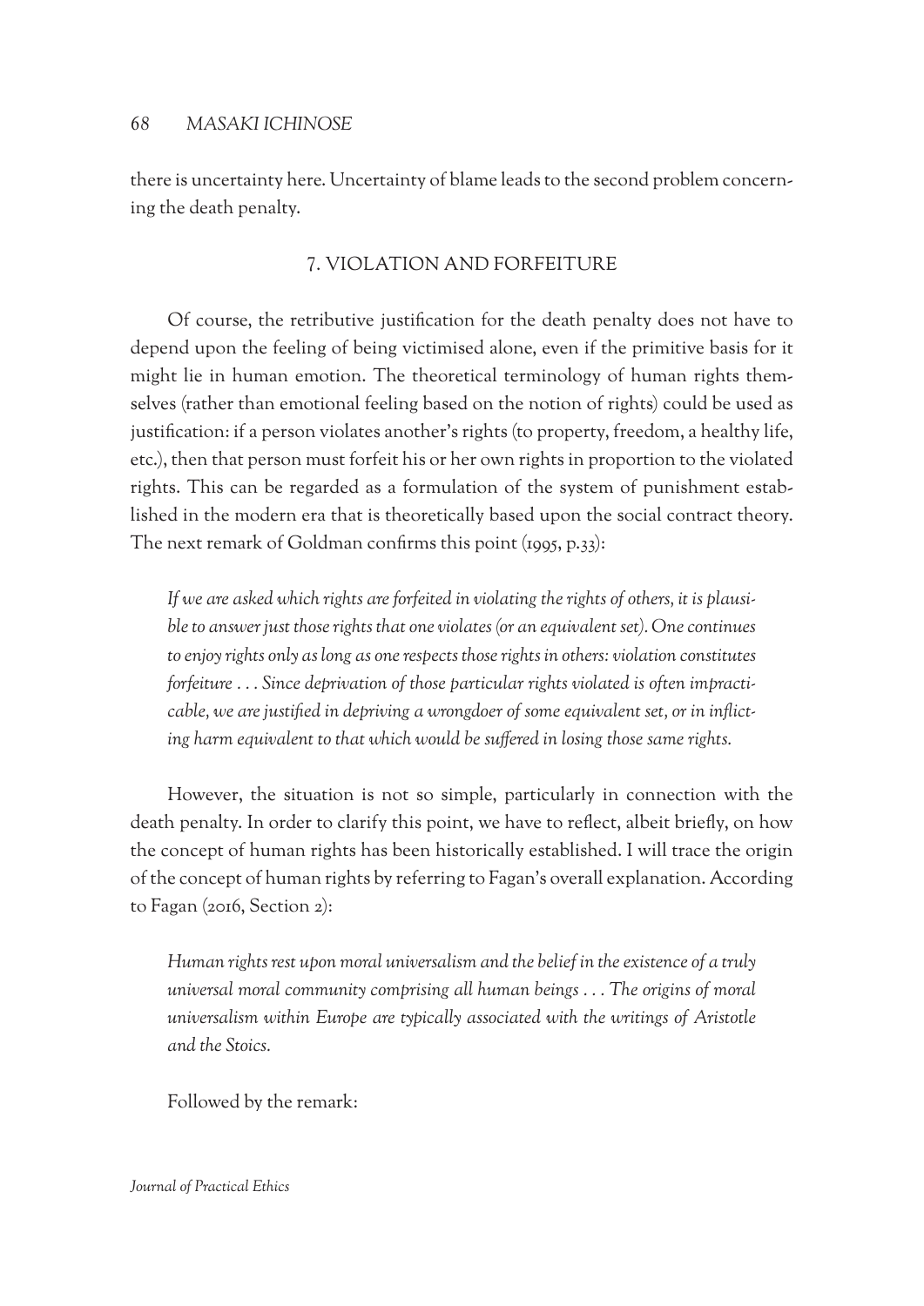there is uncertainty here. Uncertainty of blame leads to the second problem concerning the death penalty.

## 7. VIOLATION AND FORFEITURE

Of course, the retributive justification for the death penalty does not have to depend upon the feeling of being victimised alone, even if the primitive basis for it might lie in human emotion. The theoretical terminology of human rights themselves (rather than emotional feeling based on the notion of rights) could be used as justification: if a person violates another's rights (to property, freedom, a healthy life, etc.), then that person must forfeit his or her own rights in proportion to the violated rights. This can be regarded as a formulation of the system of punishment established in the modern era that is theoretically based upon the social contract theory. The next remark of Goldman confirms this point (1995, p.33):

> *If we are asked which rights are forfeited in violating the rights of others, it is plausible to answer just those rights that one violates (or an equivalent set). One continues to enjoy rights only as long as one respects those rights in others: violation constitutes forfeiture . . . Since deprivation of those particular rights violated is often impracticable, we are justified in depriving a wrongdoer of some equivalent set, or in inflicting harm equivalent to that which would be suffered in losing those same rights.*

However, the situation is not so simple, particularly in connection with the death penalty. In order to clarify this point, we have to reflect, albeit briefly, on how the concept of human rights has been historically established. I will trace the origin of the concept of human rights by referring to Fagan's overall explanation. According to Fagan (2016, Section 2):

> *Human rights rest upon moral universalism and the belief in the existence of a truly universal moral community comprising all human beings . . . The origins of moral universalism within Europe are typically associated with the writings of Aristotle and the Stoics.*

Followed by the remark: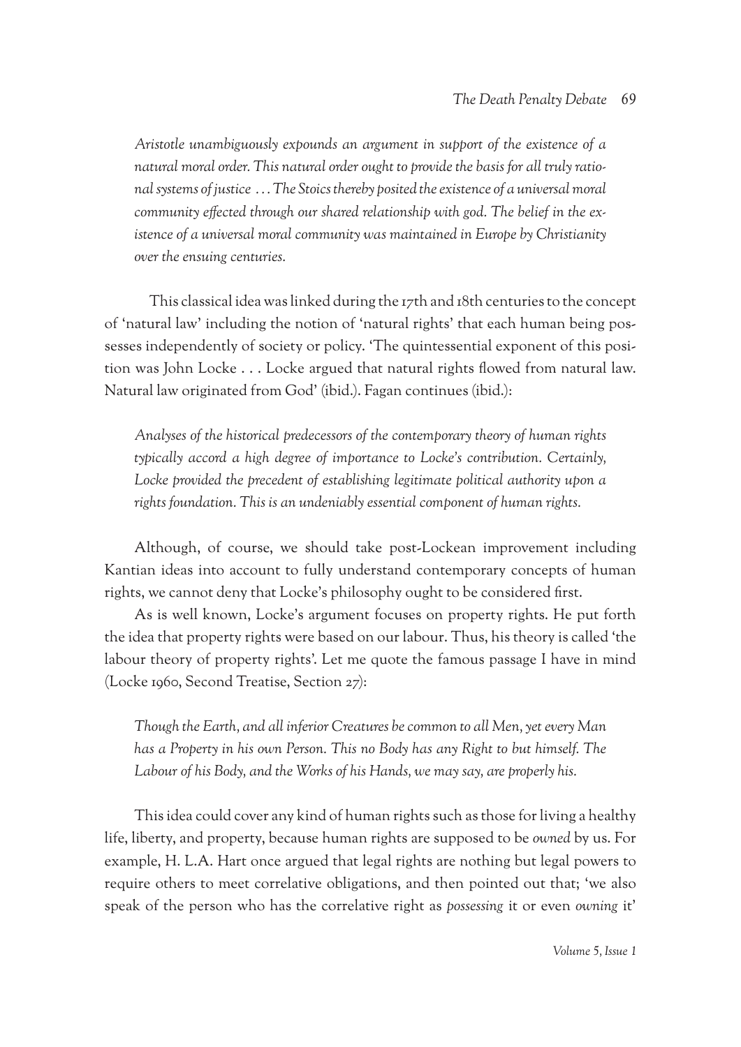*Aristotle unambiguously expounds an argument in support of the existence of a natural moral order. This natural order ought to provide the basis for all truly rational systems of justice ... The Stoics thereby posited the existence of a universal moral community effected through our shared relationship with god. The belief in the existence of a universal moral community was maintained in Europe by Christianity over the ensuing centuries.*

This classical idea was linked during the 17th and 18th centuries to the concept of 'natural law' including the notion of 'natural rights' that each human being possesses independently of society or policy. 'The quintessential exponent of this position was John Locke . . . Locke argued that natural rights flowed from natural law. Natural law originated from God' (ibid.). Fagan continues (ibid.):

*Analyses of the historical predecessors of the contemporary theory of human rights typically accord a high degree of importance to Locke's contribution. Certainly, Locke provided the precedent of establishing legitimate political authority upon a rights foundation. This is an undeniably essential component of human rights.*

Although, of course, we should take post-Lockean improvement including Kantian ideas into account to fully understand contemporary concepts of human rights, we cannot deny that Locke's philosophy ought to be considered first.

As is well known, Locke's argument focuses on property rights. He put forth the idea that property rights were based on our labour. Thus, his theory is called 'the labour theory of property rights'. Let me quote the famous passage I have in mind (Locke 1960, Second Treatise, Section 27):

*Though the Earth, and all inferior Creatures be common to all Men, yet every Man has a Property in his own Person. This no Body has any Right to but himself. The Labour of his Body, and the Works of his Hands, we may say, are properly his.*

This idea could cover any kind of human rights such as those for living a healthy life, liberty, and property, because human rights are supposed to be *owned* by us. For example, H. L.A. Hart once argued that legal rights are nothing but legal powers to require others to meet correlative obligations, and then pointed out that; 'we also speak of the person who has the correlative right as *possessing* it or even *owning* it'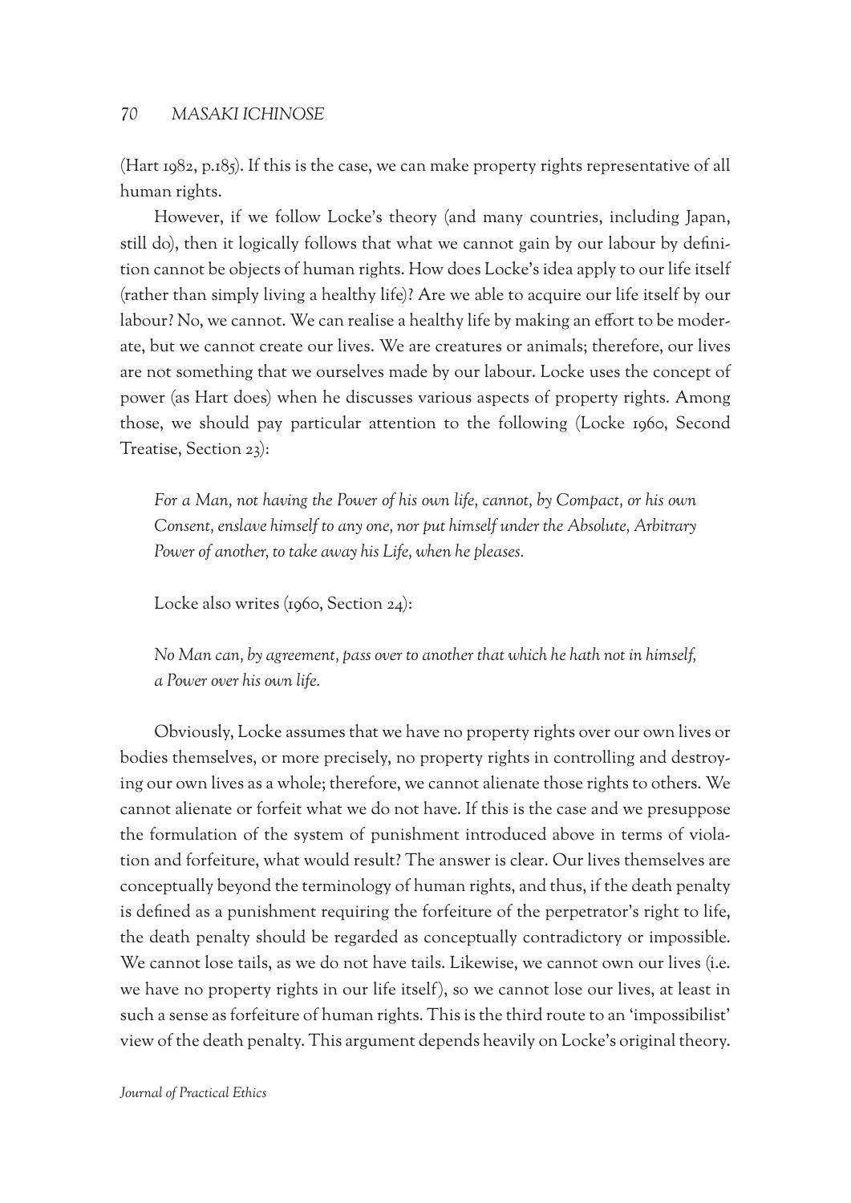(Hart 1982, p.185). If this is the case, we can make property rights representative of all human rights.

However, if we follow Locke's theory (and many countries, including Japan, still do), then it logically follows that what we cannot gain by our labour by definition cannot be objects of human rights. How does Locke's idea apply to our life itself (rather than simply living a healthy life)? Are we able to acquire our life itself by our labour? No, we cannot. We can realise a healthy life by making an effort to be moderate, but we cannot create our lives. We are creatures or animals; therefore, our lives are not something that we ourselves made by our labour. Locke uses the concept of power (as Hart does) when he discusses various aspects of property rights. Among those, we should pay particular attention to the following (Locke 1960, Second Treatise, Section 23):

> *For a Man, not having the Power of his own life, cannot, by Compact, or his own Consent, enslave himself to any one, nor put himself under the Absolute, Arbitrary Power of another, to take away his Life, when he pleases.*

Locke also writes (1960, Section 24):

> *No Man can, by agreement, pass over to another that which he hath not in himself, a Power over his own life.*

Obviously, Locke assumes that we have no property rights over our own lives or bodies themselves, or more precisely, no property rights in controlling and destroying our own lives as a whole; therefore, we cannot alienate those rights to others. We cannot alienate or forfeit what we do not have. If this is the case and we presuppose the formulation of the system of punishment introduced above in terms of violation and forfeiture, what would result? The answer is clear. Our lives themselves are conceptually beyond the terminology of human rights, and thus, if the death penalty is defined as a punishment requiring the forfeiture of the perpetrator's right to life, the death penalty should be regarded as conceptually contradictory or impossible. We cannot lose tails, as we do not have tails. Likewise, we cannot own our lives (i.e. we have no property rights in our life itself), so we cannot lose our lives, at least in such a sense as forfeiture of human rights. This is the third route to an 'impossibilist' view of the death penalty. This argument depends heavily on Locke's original theory.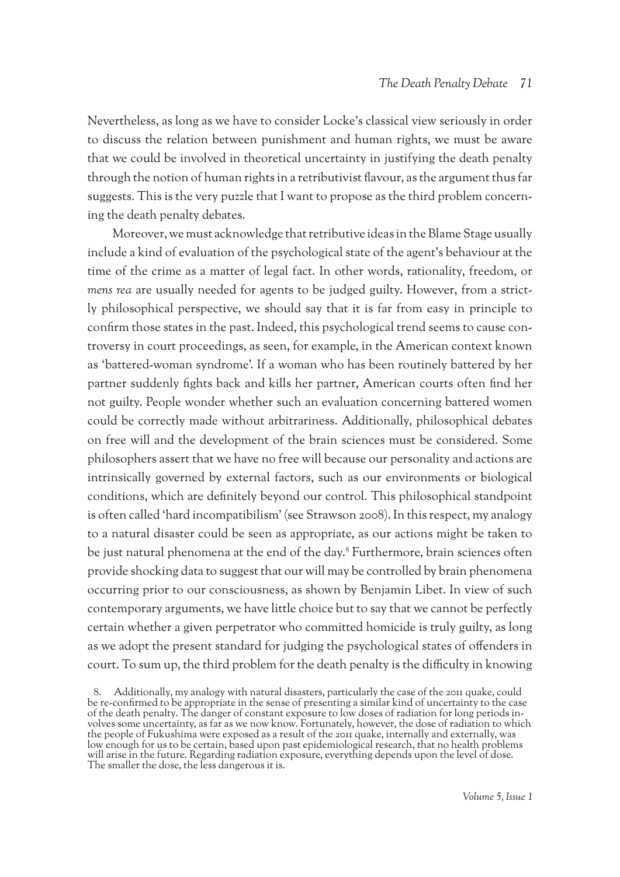Nevertheless, as long as we have to consider Locke's classical view seriously in order to discuss the relation between punishment and human rights, we must be aware that we could be involved in theoretical uncertainty in justifying the death penalty through the notion of human rights in a retributivist flavour, as the argument thus far suggests. This is the very puzzle that I want to propose as the third problem concerning the death penalty debates.

Moreover, we must acknowledge that retributive ideas in the Blame Stage usually include a kind of evaluation of the psychological state of the agent's behaviour at the time of the crime as a matter of legal fact. In other words, rationality, freedom, or *mens rea* are usually needed for agents to be judged guilty. However, from a strictly philosophical perspective, we should say that it is far from easy in principle to confirm those states in the past. Indeed, this psychological trend seems to cause controversy in court proceedings, as seen, for example, in the American context known as 'battered-woman syndrome'. If a woman who has been routinely battered by her partner suddenly fights back and kills her partner, American courts often find her not guilty. People wonder whether such an evaluation concerning battered women could be correctly made without arbitrariness. Additionally, philosophical debates on free will and the development of the brain sciences must be considered. Some philosophers assert that we have no free will because our personality and actions are intrinsically governed by external factors, such as our environments or biological conditions, which are definitely beyond our control. This philosophical standpoint is often called 'hard incompatibilism' (see Strawson 2008). In this respect, my analogy to a natural disaster could be seen as appropriate, as our actions might be taken to be just natural phenomena at the end of the day.[8] Furthermore, brain sciences often provide shocking data to suggest that our will may be controlled by brain phenomena occurring prior to our consciousness, as shown by Benjamin Libet. In view of such contemporary arguments, we have little choice but to say that we cannot be perfectly certain whether a given perpetrator who committed homicide is truly guilty, as long as we adopt the present standard for judging the psychological states of offenders in court. To sum up, the third problem for the death penalty is the difficulty in knowing

8. Additionally, my analogy with natural disasters, particularly the case of the 2011 quake, could be re-confirmed to be appropriate in the sense of presenting a similar kind of uncertainty to the case of the death penalty. The danger of constant exposure to low doses of radiation for long periods involves some uncertainty, as far as we now know. Fortunately, however, the dose of radiation to which the people of Fukushima were exposed as a result of the 2011 quake, internally and externally, was low enough for us to be certain, based upon past epidemiological research, that no health problems will arise in the future. Regarding radiation exposure, everything depends upon the level of dose. The smaller the dose, the less dangerous it is.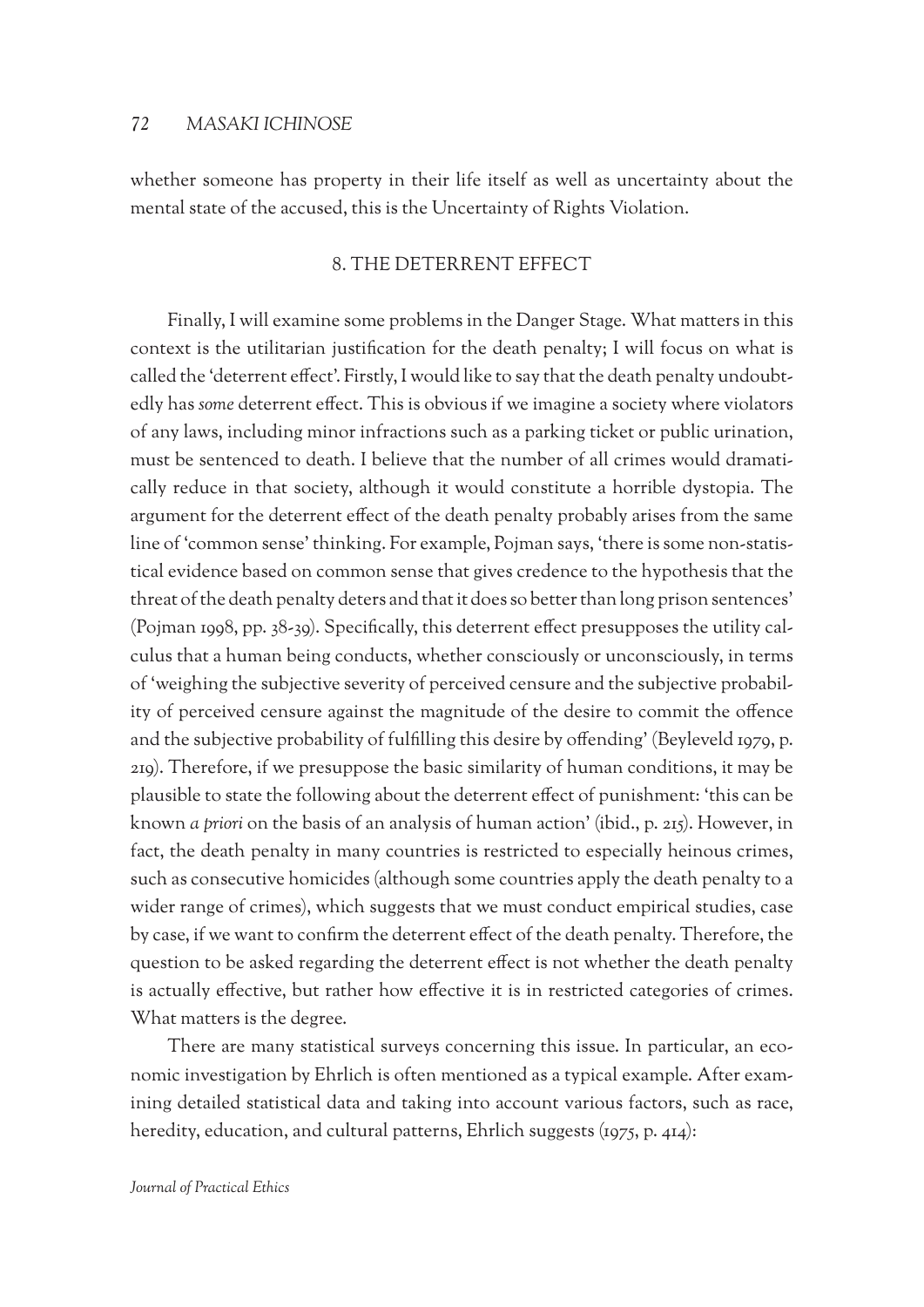whether someone has property in their life itself as well as uncertainty about the mental state of the accused, this is the Uncertainty of Rights Violation.

## 8. THE DETERRENT EFFECT

Finally, I will examine some problems in the Danger Stage. What matters in this context is the utilitarian justification for the death penalty; I will focus on what is called the 'deterrent effect'. Firstly, I would like to say that the death penalty undoubtedly has *some* deterrent effect. This is obvious if we imagine a society where violators of any laws, including minor infractions such as a parking ticket or public urination, must be sentenced to death. I believe that the number of all crimes would dramatically reduce in that society, although it would constitute a horrible dystopia. The argument for the deterrent effect of the death penalty probably arises from the same line of 'common sense' thinking. For example, Pojman says, 'there is some non-statistical evidence based on common sense that gives credence to the hypothesis that the threat of the death penalty deters and that it does so better than long prison sentences' (Pojman 1998, pp. 38-39). Specifically, this deterrent effect presupposes the utility calculus that a human being conducts, whether consciously or unconsciously, in terms of 'weighing the subjective severity of perceived censure and the subjective probability of perceived censure against the magnitude of the desire to commit the offence and the subjective probability of fulfilling this desire by offending' (Beyleveld 1979, p. 219). Therefore, if we presuppose the basic similarity of human conditions, it may be plausible to state the following about the deterrent effect of punishment: 'this can be known *a priori* on the basis of an analysis of human action' (ibid., p. 215). However, in fact, the death penalty in many countries is restricted to especially heinous crimes, such as consecutive homicides (although some countries apply the death penalty to a wider range of crimes), which suggests that we must conduct empirical studies, case by case, if we want to confirm the deterrent effect of the death penalty. Therefore, the question to be asked regarding the deterrent effect is not whether the death penalty is actually effective, but rather how effective it is in restricted categories of crimes. What matters is the degree.

There are many statistical surveys concerning this issue. In particular, an economic investigation by Ehrlich is often mentioned as a typical example. After examining detailed statistical data and taking into account various factors, such as race, heredity, education, and cultural patterns, Ehrlich suggests (1975, p. 414):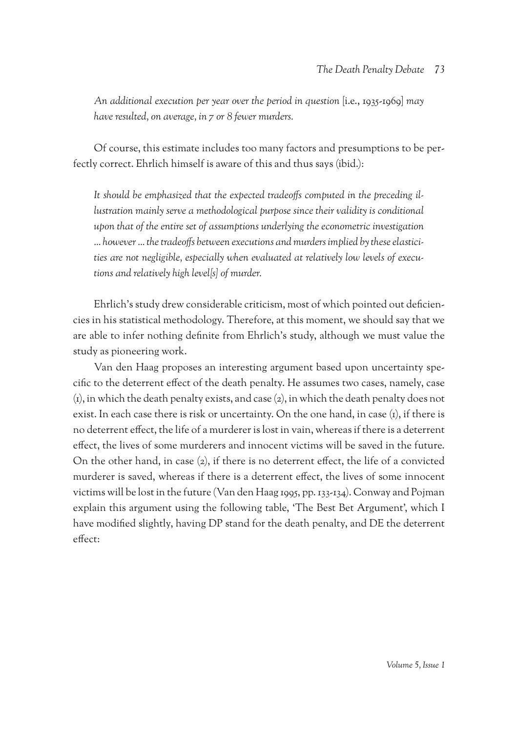*An additional execution per year over the period in question* [i.e., 1935-1969] *may have resulted, on average, in 7 or 8 fewer murders.*

Of course, this estimate includes too many factors and presumptions to be perfectly correct. Ehrlich himself is aware of this and thus says (ibid.):

*It should be emphasized that the expected tradeoffs computed in the preceding illustration mainly serve a methodological purpose since their validity is conditional upon that of the entire set of assumptions underlying the econometric investigation … however … the tradeoffs between executions and murders implied by these elasticities are not negligible, especially when evaluated at relatively low levels of executions and relatively high level[s] of murder.*

Ehrlich's study drew considerable criticism, most of which pointed out deficiencies in his statistical methodology. Therefore, at this moment, we should say that we are able to infer nothing definite from Ehrlich's study, although we must value the study as pioneering work.

Van den Haag proposes an interesting argument based upon uncertainty specific to the deterrent effect of the death penalty. He assumes two cases, namely, case (1), in which the death penalty exists, and case (2), in which the death penalty does not exist. In each case there is risk or uncertainty. On the one hand, in case (1), if there is no deterrent effect, the life of a murderer is lost in vain, whereas if there is a deterrent effect, the lives of some murderers and innocent victims will be saved in the future. On the other hand, in case (2), if there is no deterrent effect, the life of a convicted murderer is saved, whereas if there is a deterrent effect, the lives of some innocent victims will be lost in the future (Van den Haag 1995, pp. 133-134). Conway and Pojman explain this argument using the following table, 'The Best Bet Argument', which I have modified slightly, having DP stand for the death penalty, and DE the deterrent effect: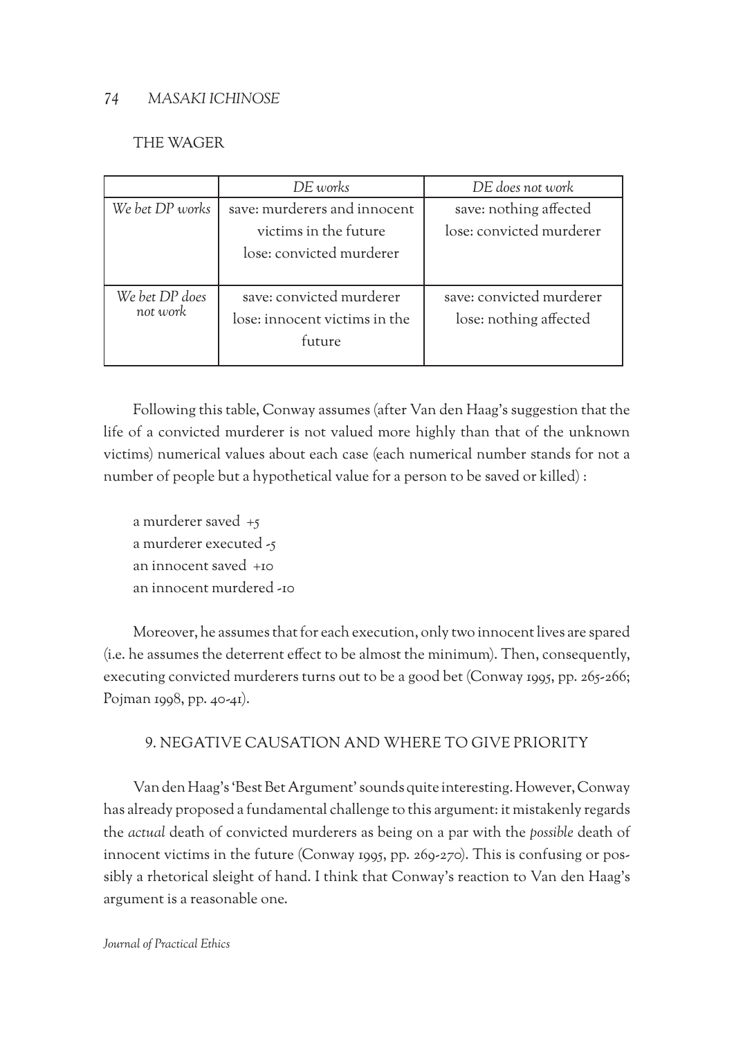THE WAGER

| | *DE works* | *DE does not work* |
|---|---|---|
| *We bet DP works* | save: murderers and innocent victims in the future<br>lose: convicted murderer | save: nothing affected<br>lose: convicted murderer |
| *We bet DP does not work* | save: convicted murderer<br>lose: innocent victims in the future | save: convicted murderer<br>lose: nothing affected |

Following this table, Conway assumes (after Van den Haag's suggestion that the life of a convicted murderer is not valued more highly than that of the unknown victims) numerical values about each case (each numerical number stands for not a number of people but a hypothetical value for a person to be saved or killed) :

a murderer saved +5  
a murderer executed -5  
an innocent saved +10  
an innocent murdered -10

Moreover, he assumes that for each execution, only two innocent lives are spared (i.e. he assumes the deterrent effect to be almost the minimum). Then, consequently, executing convicted murderers turns out to be a good bet (Conway 1995, pp. 265-266; Pojman 1998, pp. 40-41).

## 9. NEGATIVE CAUSATION AND WHERE TO GIVE PRIORITY

Van den Haag's 'Best Bet Argument' sounds quite interesting. However, Conway has already proposed a fundamental challenge to this argument: it mistakenly regards the *actual* death of convicted murderers as being on a par with the *possible* death of innocent victims in the future (Conway 1995, pp. 269-270). This is confusing or possibly a rhetorical sleight of hand. I think that Conway's reaction to Van den Haag's argument is a reasonable one.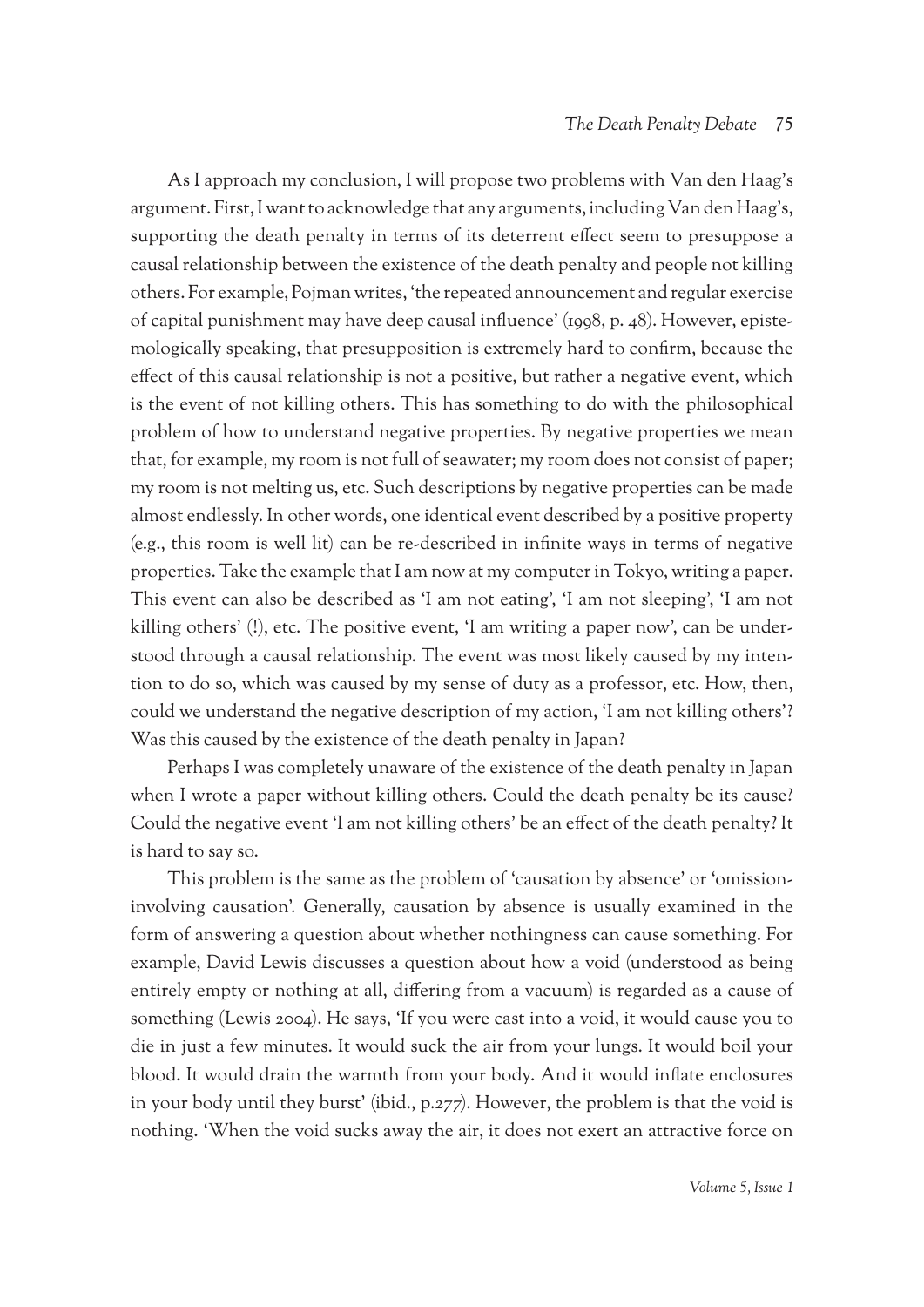As I approach my conclusion, I will propose two problems with Van den Haag's argument. First, I want to acknowledge that any arguments, including Van den Haag's, supporting the death penalty in terms of its deterrent effect seem to presuppose a causal relationship between the existence of the death penalty and people not killing others. For example, Pojman writes, 'the repeated announcement and regular exercise of capital punishment may have deep causal influence' (1998, p. 48). However, epistemologically speaking, that presupposition is extremely hard to confirm, because the effect of this causal relationship is not a positive, but rather a negative event, which is the event of not killing others. This has something to do with the philosophical problem of how to understand negative properties. By negative properties we mean that, for example, my room is not full of seawater; my room does not consist of paper; my room is not melting us, etc. Such descriptions by negative properties can be made almost endlessly. In other words, one identical event described by a positive property (e.g., this room is well lit) can be re-described in infinite ways in terms of negative properties. Take the example that I am now at my computer in Tokyo, writing a paper. This event can also be described as 'I am not eating', 'I am not sleeping', 'I am not killing others' (!), etc. The positive event, 'I am writing a paper now', can be understood through a causal relationship. The event was most likely caused by my intention to do so, which was caused by my sense of duty as a professor, etc. How, then, could we understand the negative description of my action, 'I am not killing others'? Was this caused by the existence of the death penalty in Japan?

Perhaps I was completely unaware of the existence of the death penalty in Japan when I wrote a paper without killing others. Could the death penalty be its cause? Could the negative event 'I am not killing others' be an effect of the death penalty? It is hard to say so.

This problem is the same as the problem of 'causation by absence' or 'omission-involving causation'. Generally, causation by absence is usually examined in the form of answering a question about whether nothingness can cause something. For example, David Lewis discusses a question about how a void (understood as being entirely empty or nothing at all, differing from a vacuum) is regarded as a cause of something (Lewis 2004). He says, 'If you were cast into a void, it would cause you to die in just a few minutes. It would suck the air from your lungs. It would boil your blood. It would drain the warmth from your body. And it would inflate enclosures in your body until they burst' (ibid., p.277). However, the problem is that the void is nothing. 'When the void sucks away the air, it does not exert an attractive force on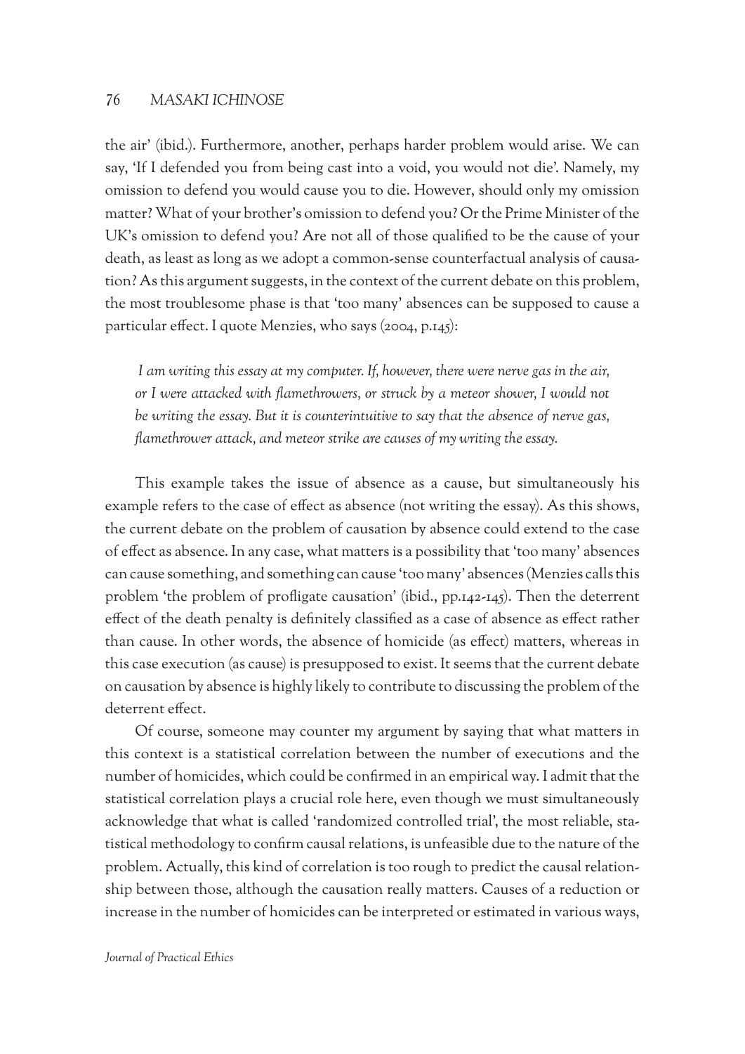the air' (ibid.). Furthermore, another, perhaps harder problem would arise. We can say, 'If I defended you from being cast into a void, you would not die'. Namely, my omission to defend you would cause you to die. However, should only my omission matter? What of your brother's omission to defend you? Or the Prime Minister of the UK's omission to defend you? Are not all of those qualified to be the cause of your death, as least as long as we adopt a common-sense counterfactual analysis of causation? As this argument suggests, in the context of the current debate on this problem, the most troublesome phase is that 'too many' absences can be supposed to cause a particular effect. I quote Menzies, who says (2004, p.145):

> *I am writing this essay at my computer. If, however, there were nerve gas in the air, or I were attacked with flamethrowers, or struck by a meteor shower, I would not be writing the essay. But it is counterintuitive to say that the absence of nerve gas, flamethrower attack, and meteor strike are causes of my writing the essay.*

This example takes the issue of absence as a cause, but simultaneously his example refers to the case of effect as absence (not writing the essay). As this shows, the current debate on the problem of causation by absence could extend to the case of effect as absence. In any case, what matters is a possibility that 'too many' absences can cause something, and something can cause 'too many' absences (Menzies calls this problem 'the problem of profligate causation' (ibid., pp.142-145). Then the deterrent effect of the death penalty is definitely classified as a case of absence as effect rather than cause. In other words, the absence of homicide (as effect) matters, whereas in this case execution (as cause) is presupposed to exist. It seems that the current debate on causation by absence is highly likely to contribute to discussing the problem of the deterrent effect.

Of course, someone may counter my argument by saying that what matters in this context is a statistical correlation between the number of executions and the number of homicides, which could be confirmed in an empirical way. I admit that the statistical correlation plays a crucial role here, even though we must simultaneously acknowledge that what is called 'randomized controlled trial', the most reliable, statistical methodology to confirm causal relations, is unfeasible due to the nature of the problem. Actually, this kind of correlation is too rough to predict the causal relationship between those, although the causation really matters. Causes of a reduction or increase in the number of homicides can be interpreted or estimated in various ways,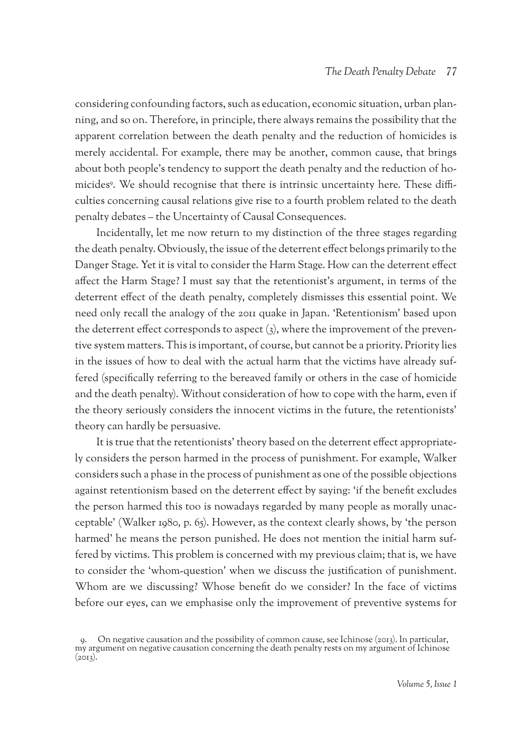considering confounding factors, such as education, economic situation, urban planning, and so on. Therefore, in principle, there always remains the possibility that the apparent correlation between the death penalty and the reduction of homicides is merely accidental. For example, there may be another, common cause, that brings about both people's tendency to support the death penalty and the reduction of homicides[9]. We should recognise that there is intrinsic uncertainty here. These difficulties concerning causal relations give rise to a fourth problem related to the death penalty debates – the Uncertainty of Causal Consequences.

Incidentally, let me now return to my distinction of the three stages regarding the death penalty. Obviously, the issue of the deterrent effect belongs primarily to the Danger Stage. Yet it is vital to consider the Harm Stage. How can the deterrent effect affect the Harm Stage? I must say that the retentionist's argument, in terms of the deterrent effect of the death penalty, completely dismisses this essential point. We need only recall the analogy of the 2011 quake in Japan. 'Retentionism' based upon the deterrent effect corresponds to aspect (3), where the improvement of the preventive system matters. This is important, of course, but cannot be a priority. Priority lies in the issues of how to deal with the actual harm that the victims have already suffered (specifically referring to the bereaved family or others in the case of homicide and the death penalty). Without consideration of how to cope with the harm, even if the theory seriously considers the innocent victims in the future, the retentionists' theory can hardly be persuasive.

It is true that the retentionists' theory based on the deterrent effect appropriately considers the person harmed in the process of punishment. For example, Walker considers such a phase in the process of punishment as one of the possible objections against retentionism based on the deterrent effect by saying: 'if the benefit excludes the person harmed this too is nowadays regarded by many people as morally unacceptable' (Walker 1980, p. 65). However, as the context clearly shows, by 'the person harmed' he means the person punished. He does not mention the initial harm suffered by victims. This problem is concerned with my previous claim; that is, we have to consider the 'whom-question' when we discuss the justification of punishment. Whom are we discussing? Whose benefit do we consider? In the face of victims before our eyes, can we emphasise only the improvement of preventive systems for

9. On negative causation and the possibility of common cause, see Ichinose (2013). In particular, my argument on negative causation concerning the death penalty rests on my argument of Ichinose (2013).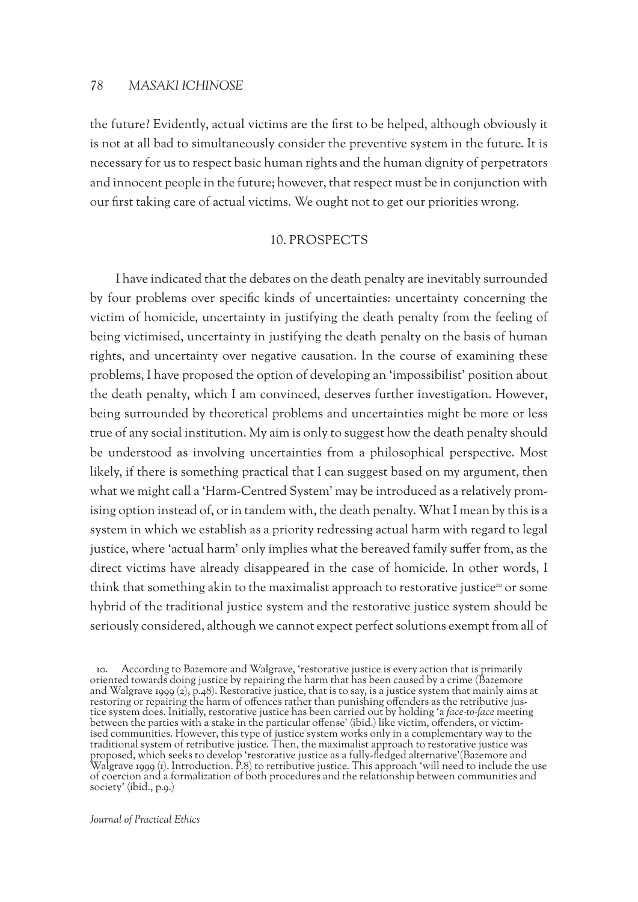the future? Evidently, actual victims are the first to be helped, although obviously it is not at all bad to simultaneously consider the preventive system in the future. It is necessary for us to respect basic human rights and the human dignity of perpetrators and innocent people in the future; however, that respect must be in conjunction with our first taking care of actual victims. We ought not to get our priorities wrong.

## 10. PROSPECTS

I have indicated that the debates on the death penalty are inevitably surrounded by four problems over specific kinds of uncertainties: uncertainty concerning the victim of homicide, uncertainty in justifying the death penalty from the feeling of being victimised, uncertainty in justifying the death penalty on the basis of human rights, and uncertainty over negative causation. In the course of examining these problems, I have proposed the option of developing an 'impossibilist' position about the death penalty, which I am convinced, deserves further investigation. However, being surrounded by theoretical problems and uncertainties might be more or less true of any social institution. My aim is only to suggest how the death penalty should be understood as involving uncertainties from a philosophical perspective. Most likely, if there is something practical that I can suggest based on my argument, then what we might call a 'Harm-Centred System' may be introduced as a relatively promising option instead of, or in tandem with, the death penalty. What I mean by this is a system in which we establish as a priority redressing actual harm with regard to legal justice, where 'actual harm' only implies what the bereaved family suffer from, as the direct victims have already disappeared in the case of homicide. In other words, I think that something akin to the maximalist approach to restorative justice[10] or some hybrid of the traditional justice system and the restorative justice system should be seriously considered, although we cannot expect perfect solutions exempt from all of

10. According to Bazemore and Walgrave, 'restorative justice is every action that is primarily oriented towards doing justice by repairing the harm that has been caused by a crime (Bazemore and Walgrave 1999 (2), p.48). Restorative justice, that is to say, is a justice system that mainly aims at restoring or repairing the harm of offences rather than punishing offenders as the retributive justice system does. Initially, restorative justice has been carried out by holding 'a *face-to-face* meeting between the parties with a stake in the particular offense' (ibid.) like victim, offenders, or victimised communities. However, this type of justice system works only in a complementary way to the traditional system of retributive justice. Then, the maximalist approach to restorative justice was proposed, which seeks to develop 'restorative justice as a fully-fledged alternative'(Bazemore and Walgrave 1999 (1). Introduction. P.8) to retributive justice. This approach 'will need to include the use of coercion and a formalization of both procedures and the relationship between communities and society' (ibid., p.9.)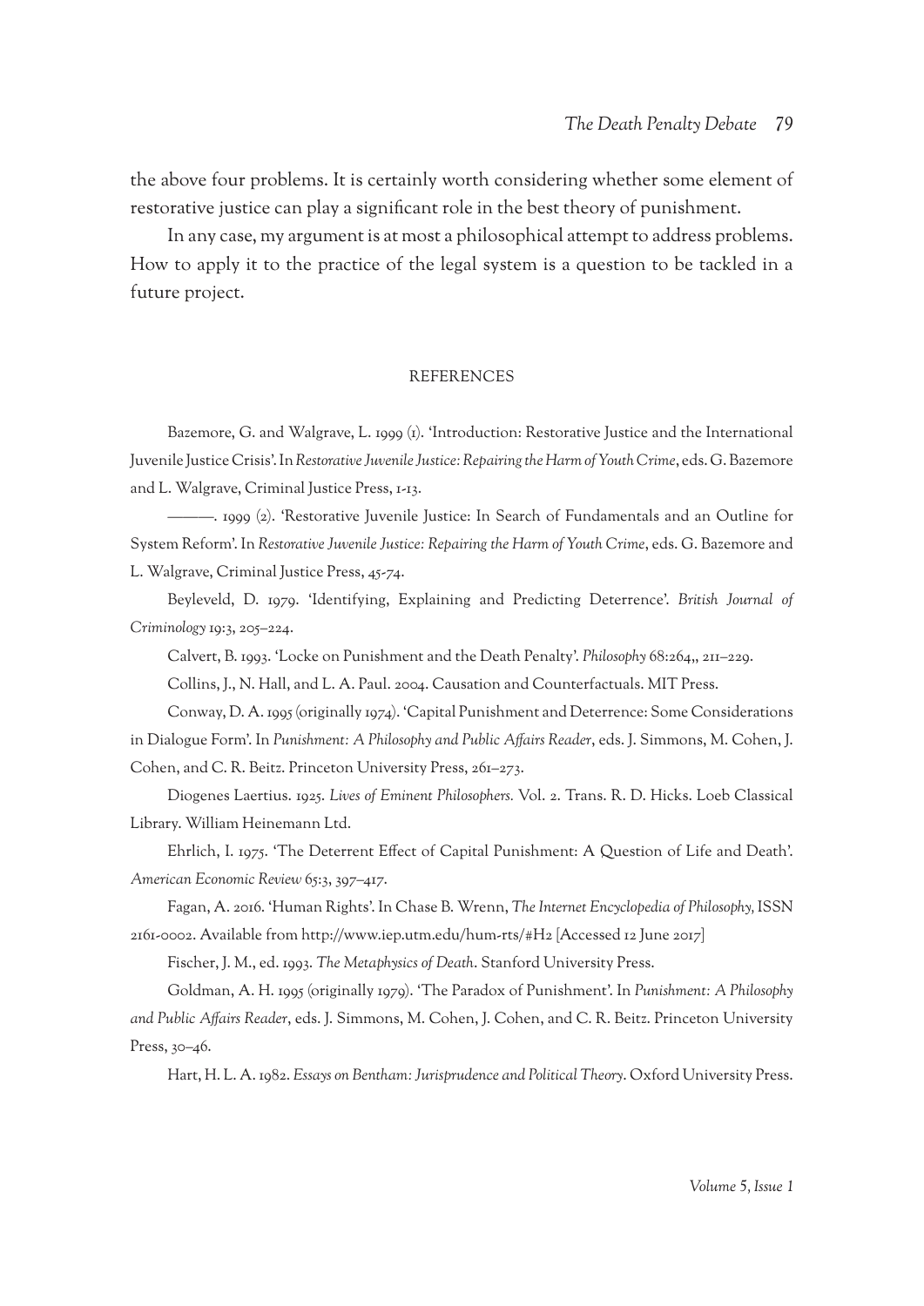the above four problems. It is certainly worth considering whether some element of restorative justice can play a significant role in the best theory of punishment.

In any case, my argument is at most a philosophical attempt to address problems. How to apply it to the practice of the legal system is a question to be tackled in a future project.

## REFERENCES

Bazemore, G. and Walgrave, L. 1999 (1). 'Introduction: Restorative Justice and the International Juvenile Justice Crisis'. In *Restorative Juvenile Justice: Repairing the Harm of Youth Crime*, eds. G. Bazemore and L. Walgrave, Criminal Justice Press, 1-13.

———. 1999 (2). 'Restorative Juvenile Justice: In Search of Fundamentals and an Outline for System Reform'. In *Restorative Juvenile Justice: Repairing the Harm of Youth Crime*, eds. G. Bazemore and L. Walgrave, Criminal Justice Press, 45-74.

Beyleveld, D. 1979. 'Identifying, Explaining and Predicting Deterrence'. *British Journal of Criminology* 19:3, 205–224.

Calvert, B. 1993. 'Locke on Punishment and the Death Penalty'. *Philosophy* 68:264,, 211–229.

Collins, J., N. Hall, and L. A. Paul. 2004. Causation and Counterfactuals. MIT Press.

Conway, D. A. 1995 (originally 1974). 'Capital Punishment and Deterrence: Some Considerations in Dialogue Form'. In *Punishment: A Philosophy and Public Affairs Reader*, eds. J. Simmons, M. Cohen, J. Cohen, and C. R. Beitz. Princeton University Press, 261–273.

Diogenes Laertius. 1925. *Lives of Eminent Philosophers.* Vol. 2. Trans. R. D. Hicks. Loeb Classical Library. William Heinemann Ltd.

Ehrlich, I. 1975. 'The Deterrent Effect of Capital Punishment: A Question of Life and Death'. *American Economic Review* 65:3, 397–417.

Fagan, A. 2016. 'Human Rights'. In Chase B. Wrenn, *The Internet Encyclopedia of Philosophy,* ISSN 2161-0002. Available from http://www.iep.utm.edu/hum-rts/#H2 [Accessed 12 June 2017]

Fischer, J. M., ed. 1993. *The Metaphysics of Death*. Stanford University Press.

Goldman, A. H. 1995 (originally 1979). 'The Paradox of Punishment'. In *Punishment: A Philosophy and Public Affairs Reader*, eds. J. Simmons, M. Cohen, J. Cohen, and C. R. Beitz. Princeton University Press, 30–46.

Hart, H. L. A. 1982. *Essays on Bentham: Jurisprudence and Political Theory*. Oxford University Press.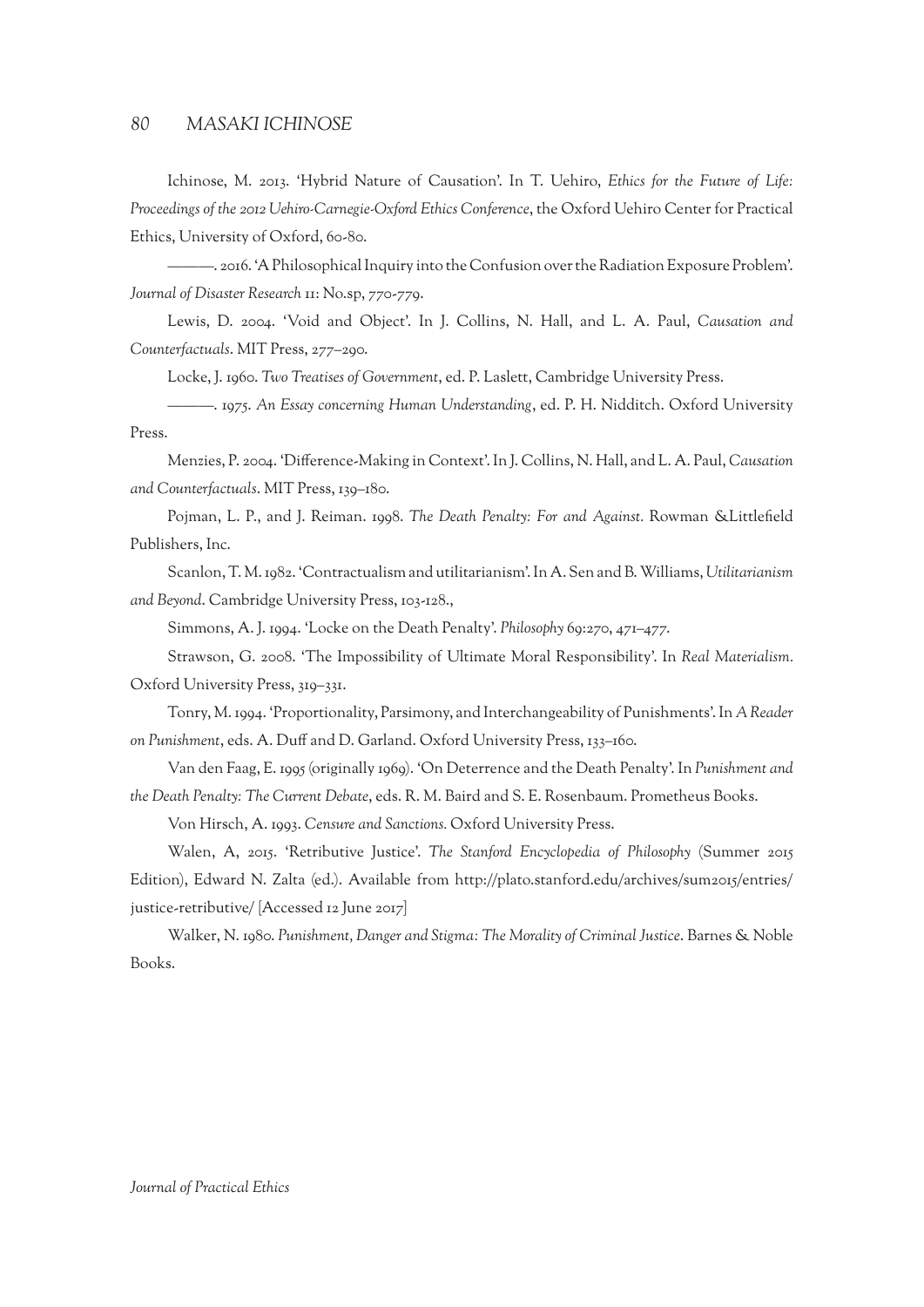Ichinose, M. 2013. 'Hybrid Nature of Causation'. In T. Uehiro, *Ethics for the Future of Life: Proceedings of the 2012 Uehiro-Carnegie-Oxford Ethics Conference*, the Oxford Uehiro Center for Practical Ethics, University of Oxford, 60-80.

———. 2016. 'A Philosophical Inquiry into the Confusion over the Radiation Exposure Problem'. *Journal of Disaster Research* 11: No.sp, 770-779.

Lewis, D. 2004. 'Void and Object'. In J. Collins, N. Hall, and L. A. Paul, *Causation and Counterfactuals*. MIT Press, 277–290.

Locke, J. 1960. *Two Treatises of Government*, ed. P. Laslett, Cambridge University Press.

———. 1975. *An Essay concerning Human Understanding*, ed. P. H. Nidditch. Oxford University Press.

Menzies, P. 2004. 'Difference-Making in Context'. In J. Collins, N. Hall, and L. A. Paul, *Causation and Counterfactuals*. MIT Press, 139–180.

Pojman, L. P., and J. Reiman. 1998. *The Death Penalty: For and Against.* Rowman &Littlefield Publishers, Inc.

Scanlon, T. M. 1982. 'Contractualism and utilitarianism'. In A. Sen and B. Williams, *Utilitarianism and Beyond*. Cambridge University Press, 103-128.,

Simmons, A. J. 1994. 'Locke on the Death Penalty'. *Philosophy* 69:270, 471–477.

Strawson, G. 2008. 'The Impossibility of Ultimate Moral Responsibility'. In *Real Materialism.* Oxford University Press, 319–331.

Tonry, M. 1994. 'Proportionality, Parsimony, and Interchangeability of Punishments'. In *A Reader on Punishment*, eds. A. Duff and D. Garland. Oxford University Press, 133–160.

Van den Faag, E. 1995 (originally 1969). 'On Deterrence and the Death Penalty'. In *Punishment and the Death Penalty: The Current Debate*, eds. R. M. Baird and S. E. Rosenbaum. Prometheus Books.

Von Hirsch, A. 1993. *Censure and Sanctions.* Oxford University Press.

Walen, A, 2015. 'Retributive Justice'. *The Stanford Encyclopedia of Philosophy* (Summer 2015 Edition), Edward N. Zalta (ed.). Available from http://plato.stanford.edu/archives/sum2015/entries/justice-retributive/ [Accessed 12 June 2017]

Walker, N. 1980. *Punishment, Danger and Stigma: The Morality of Criminal Justice*. Barnes & Noble Books.